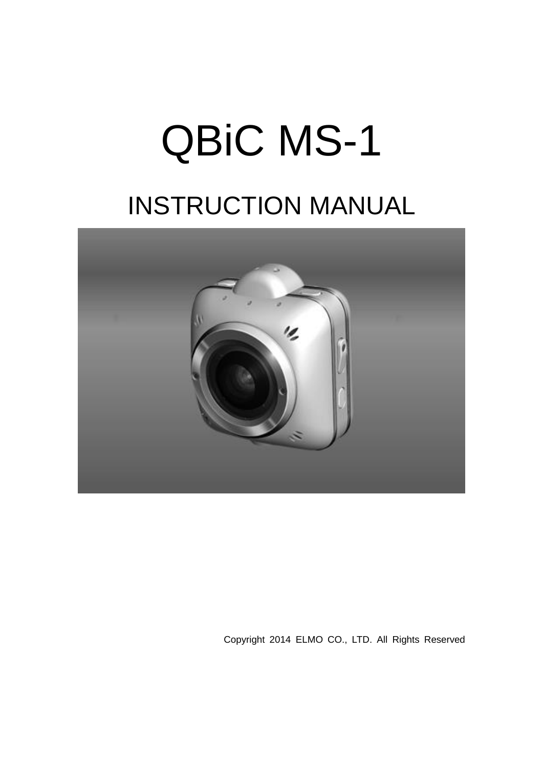# QBiC MS-1

## INSTRUCTION MANUAL

Copyright 2014 ELMO CO., LTD. All Rights Reserved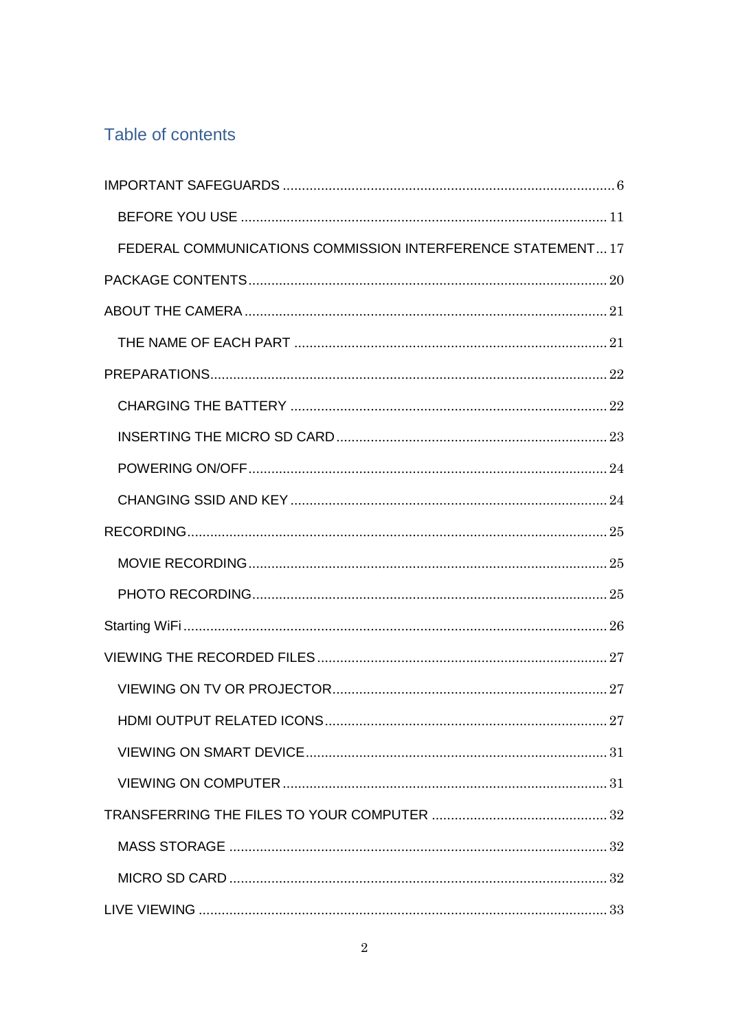## Table of contents

IMPORTANT SAFEGUARDS ........................................................................................ 6

- BEFORE YOU USE ............................................................................................. 11
- FEDERAL COMMUNICATIONS COMMISSION INTERFERENCE STATEMENT ... 17

PACKAGE CONTENTS ............................................................................................ 20

ABOUT THE CAMERA ............................................................................................ 21

- THE NAME OF EACH PART .................................................................................. 21

PREPARATIONS ..................................................................................................... 22

- CHARGING THE BATTERY ................................................................................... 22
- INSERTING THE MICRO SD CARD ....................................................................... 23
- POWERING ON/OFF ............................................................................................ 24
- CHANGING SSID AND KEY .................................................................................. 24

RECORDING ........................................................................................................... 25

- MOVIE RECORDING ............................................................................................. 25
- PHOTO RECORDING ............................................................................................ 25

Starting WiFi ............................................................................................................ 26

VIEWING THE RECORDED FILES ......................................................................... 27

- VIEWING ON TV OR PROJECTOR ........................................................................ 27
- HDMI OUTPUT RELATED ICONS .......................................................................... 27
- VIEWING ON SMART DEVICE .............................................................................. 31
- VIEWING ON COMPUTER .................................................................................... 31

TRANSFERRING THE FILES TO YOUR COMPUTER ............................................ 32

- MASS STORAGE .................................................................................................. 32
- MICRO SD CARD .................................................................................................. 32

LIVE VIEWING ........................................................................................................ 33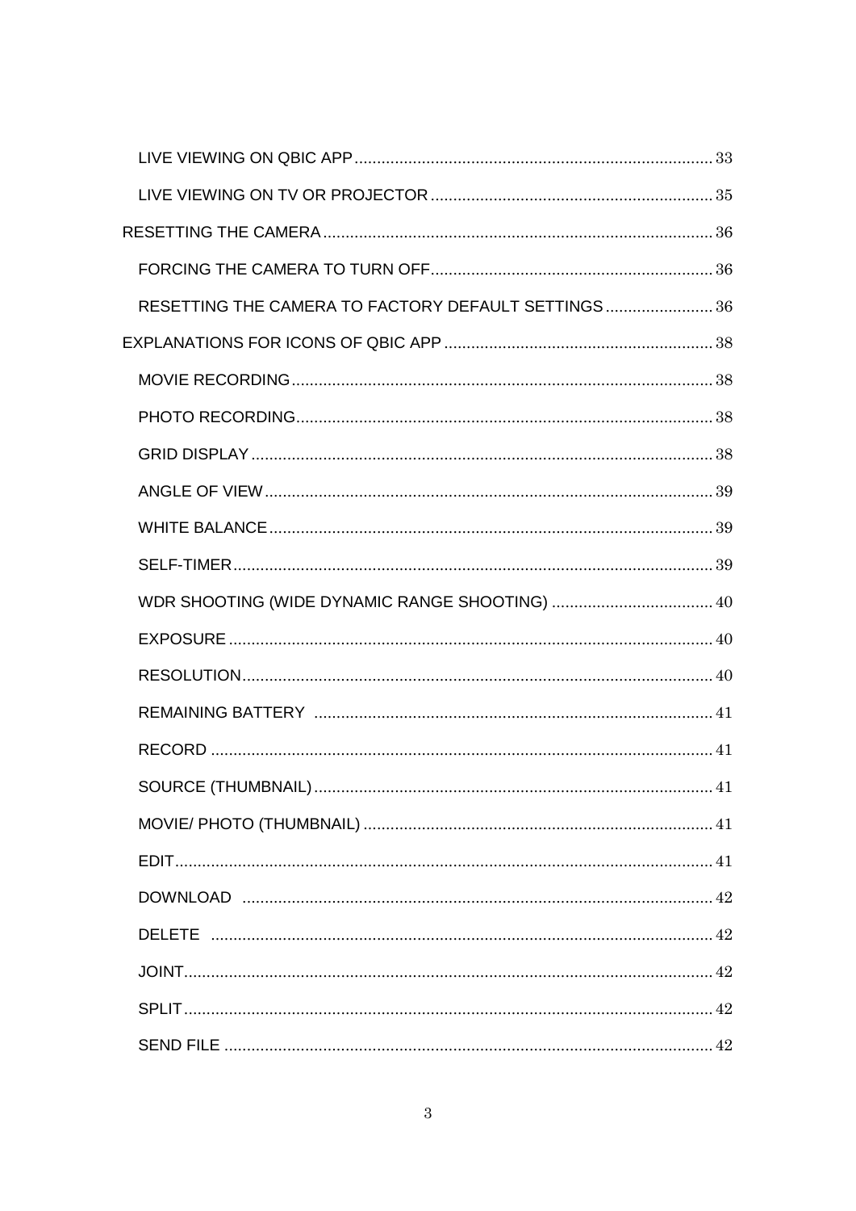LIVE VIEWING ON QBIC APP ........................................................................ 33

LIVE VIEWING ON TV OR PROJECTOR ............................................................ 35

RESETTING THE CAMERA ............................................................................... 36

FORCING THE CAMERA TO TURN OFF ............................................................ 36

RESETTING THE CAMERA TO FACTORY DEFAULT SETTINGS ......................... 36

EXPLANATIONS FOR ICONS OF QBIC APP ......................................................... 38

MOVIE RECORDING ........................................................................................ 38

PHOTO RECORDING ........................................................................................ 38

GRID DISPLAY ................................................................................................. 38

ANGLE OF VIEW .............................................................................................. 39

WHITE BALANCE ............................................................................................. 39

SELF-TIMER .................................................................................................... 39

WDR SHOOTING (WIDE DYNAMIC RANGE SHOOTING) ..................................... 40

EXPOSURE ...................................................................................................... 40

RESOLUTION ................................................................................................... 40

REMAINING BATTERY ..................................................................................... 41

RECORD .......................................................................................................... 41

SOURCE (THUMBNAIL) .................................................................................... 41

MOVIE/ PHOTO (THUMBNAIL) ........................................................................... 41

EDIT ................................................................................................................ 41

DOWNLOAD ..................................................................................................... 42

DELETE ........................................................................................................... 42

JOINT .............................................................................................................. 42

SPLIT ............................................................................................................... 42

SEND FILE ....................................................................................................... 42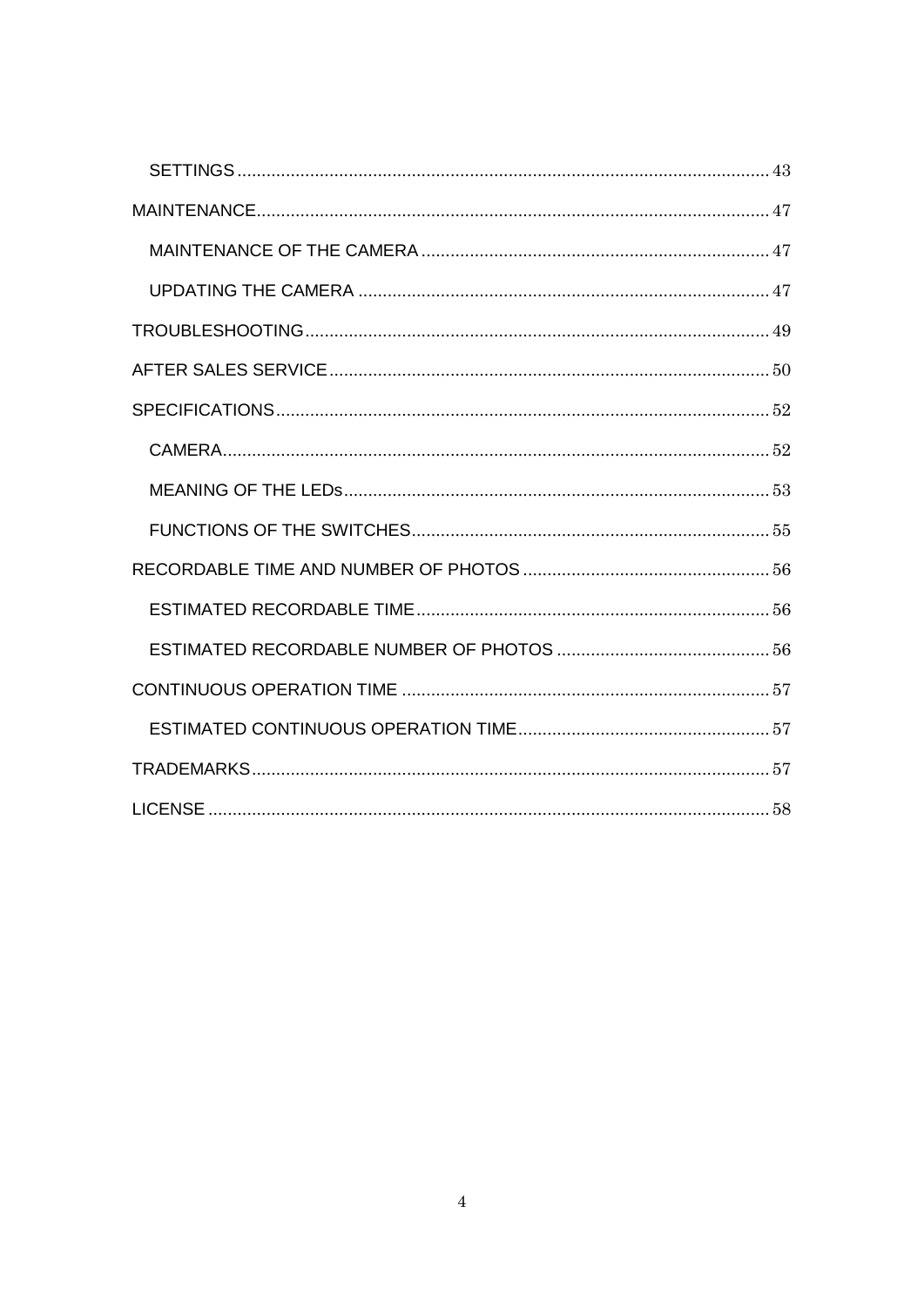SETTINGS ........................................................................................................ 43

MAINTENANCE.................................................................................................... 47

MAINTENANCE OF THE CAMERA ......................................................................... 47

UPDATING THE CAMERA ..................................................................................... 47

TROUBLESHOOTING............................................................................................ 49

AFTER SALES SERVICE ........................................................................................ 50

SPECIFICATIONS.................................................................................................. 52

CAMERA............................................................................................................. 52

MEANING OF THE LEDs........................................................................................ 53

FUNCTIONS OF THE SWITCHES............................................................................ 55

RECORDABLE TIME AND NUMBER OF PHOTOS ..................................................... 56

ESTIMATED RECORDABLE TIME........................................................................... 56

ESTIMATED RECORDABLE NUMBER OF PHOTOS .................................................. 56

CONTINUOUS OPERATION TIME .......................................................................... 57

ESTIMATED CONTINUOUS OPERATION TIME......................................................... 57

TRADEMARKS...................................................................................................... 57

LICENSE .............................................................................................................. 58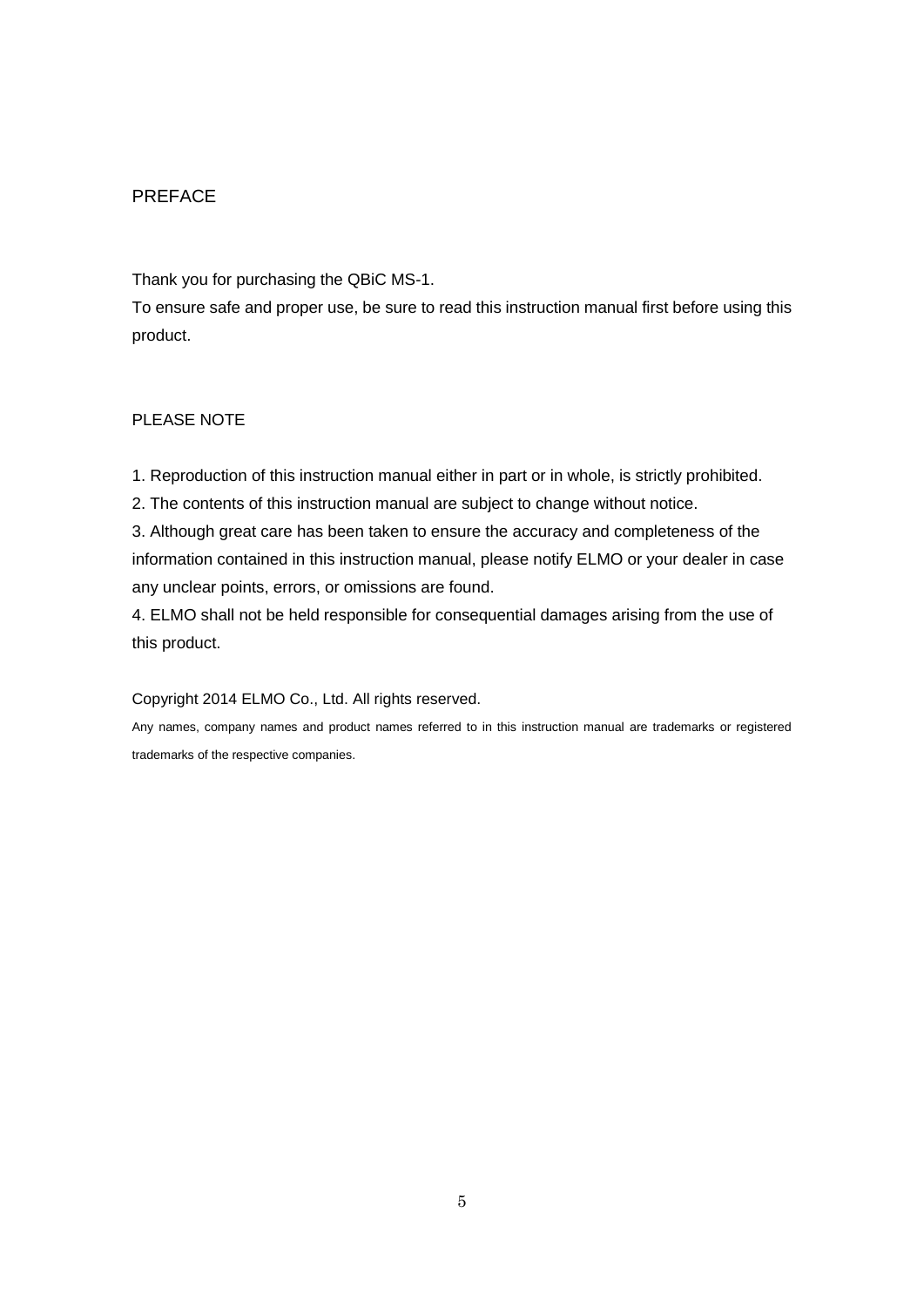## PREFACE

Thank you for purchasing the QBiC MS-1.
To ensure safe and proper use, be sure to read this instruction manual first before using this product.

## PLEASE NOTE

1. Reproduction of this instruction manual either in part or in whole, is strictly prohibited.
2. The contents of this instruction manual are subject to change without notice.
3. Although great care has been taken to ensure the accuracy and completeness of the information contained in this instruction manual, please notify ELMO or your dealer in case any unclear points, errors, or omissions are found.
4. ELMO shall not be held responsible for consequential damages arising from the use of this product.

Copyright 2014 ELMO Co., Ltd. All rights reserved.

Any names, company names and product names referred to in this instruction manual are trademarks or registered trademarks of the respective companies.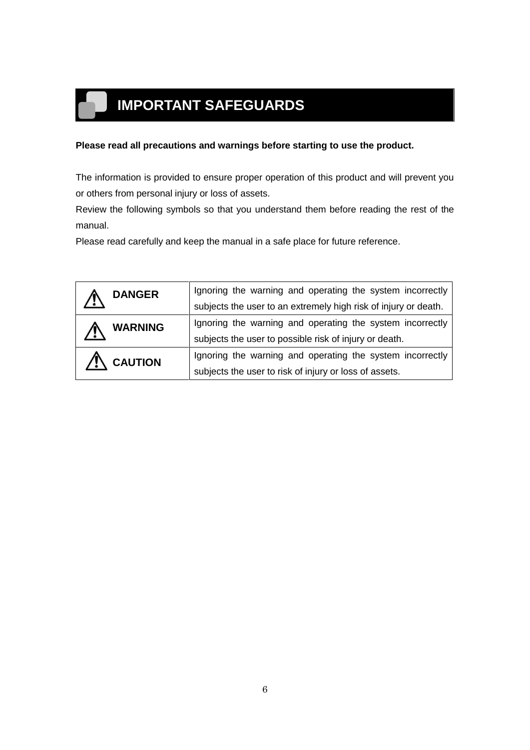# IMPORTANT SAFEGUARDS

**Please read all precautions and warnings before starting to use the product.**

The information is provided to ensure proper operation of this product and will prevent you or others from personal injury or loss of assets.
Review the following symbols so that you understand them before reading the rest of the manual.
Please read carefully and keep the manual in a safe place for future reference.

| | |
|---|---|
| ⚠ **DANGER** | Ignoring the warning and operating the system incorrectly subjects the user to an extremely high risk of injury or death. |
| ⚠ **WARNING** | Ignoring the warning and operating the system incorrectly subjects the user to possible risk of injury or death. |
| ⚠ **CAUTION** | Ignoring the warning and operating the system incorrectly subjects the user to risk of injury or loss of assets. |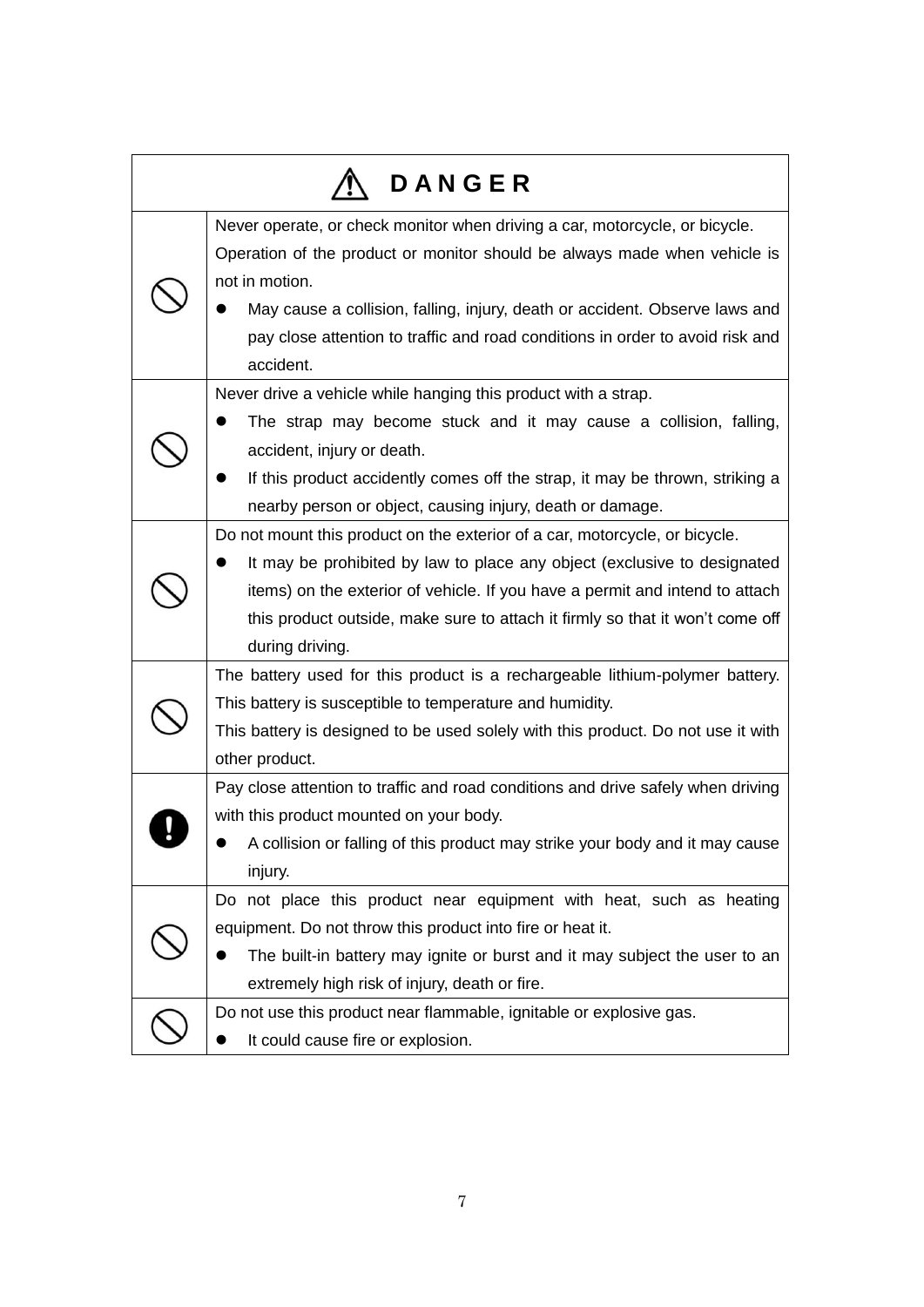| ⚠ DANGER | |
|---|---|
| ⃠ | Never operate, or check monitor when driving a car, motorcycle, or bicycle. Operation of the product or monitor should be always made when vehicle is not in motion.<br>● May cause a collision, falling, injury, death or accident. Observe laws and pay close attention to traffic and road conditions in order to avoid risk and accident. |
| ⃠ | Never drive a vehicle while hanging this product with a strap.<br>● The strap may become stuck and it may cause a collision, falling, accident, injury or death.<br>● If this product accidently comes off the strap, it may be thrown, striking a nearby person or object, causing injury, death or damage. |
| ⃠ | Do not mount this product on the exterior of a car, motorcycle, or bicycle.<br>● It may be prohibited by law to place any object (exclusive to designated items) on the exterior of vehicle. If you have a permit and intend to attach this product outside, make sure to attach it firmly so that it won't come off during driving. |
| ⃠ | The battery used for this product is a rechargeable lithium-polymer battery. This battery is susceptible to temperature and humidity.<br>This battery is designed to be used solely with this product. Do not use it with other product. |
| ❗ | Pay close attention to traffic and road conditions and drive safely when driving with this product mounted on your body.<br>● A collision or falling of this product may strike your body and it may cause injury. |
| ⃠ | Do not place this product near equipment with heat, such as heating equipment. Do not throw this product into fire or heat it.<br>● The built-in battery may ignite or burst and it may subject the user to an extremely high risk of injury, death or fire. |
| ⃠ | Do not use this product near flammable, ignitable or explosive gas.<br>● It could cause fire or explosion. |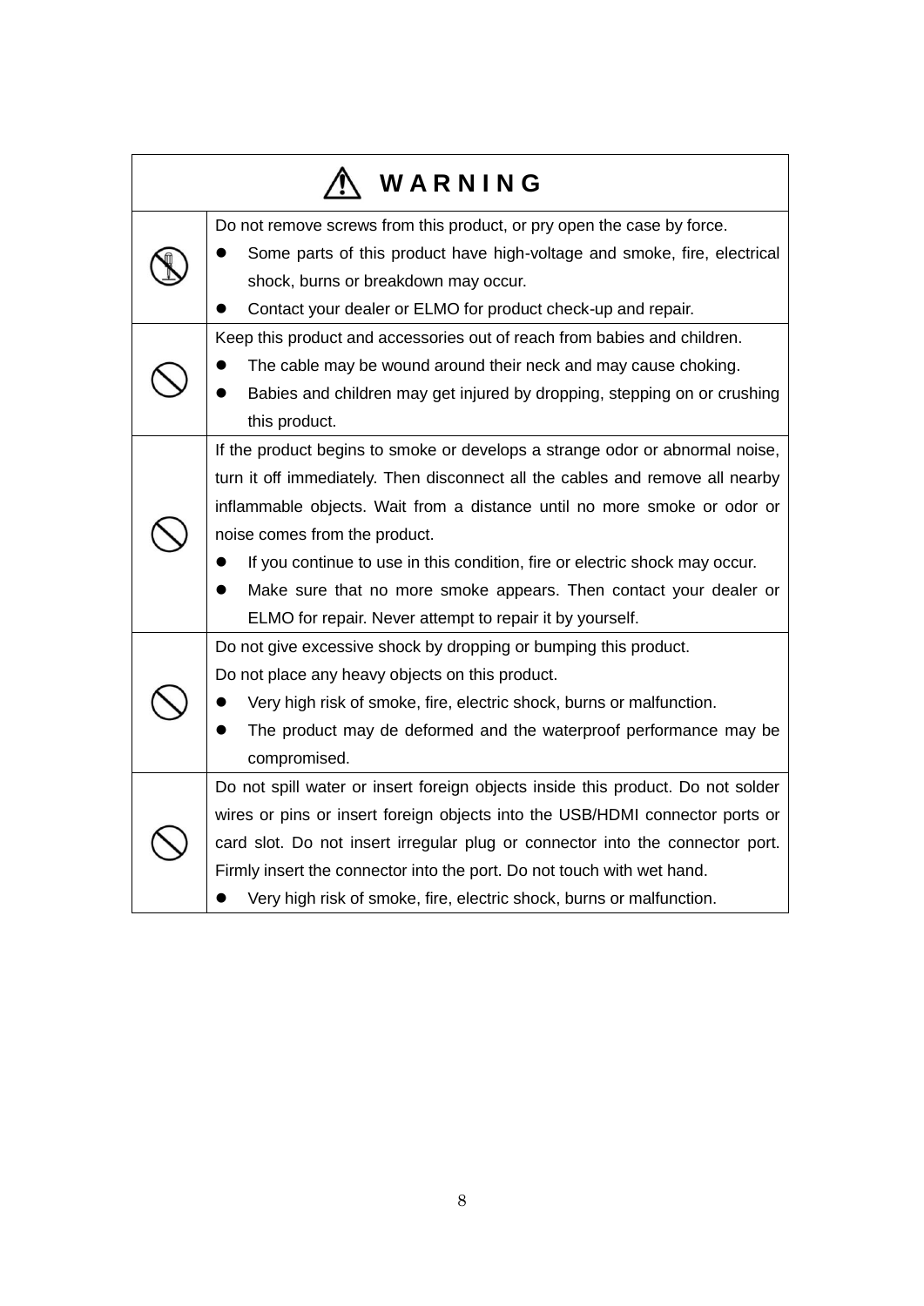| ⚠ WARNING | |
|---|---|
| | Do not remove screws from this product, or pry open the case by force.<br>● Some parts of this product have high-voltage and smoke, fire, electrical shock, burns or breakdown may occur.<br>● Contact your dealer or ELMO for product check-up and repair. |
| | Keep this product and accessories out of reach from babies and children.<br>● The cable may be wound around their neck and may cause choking.<br>● Babies and children may get injured by dropping, stepping on or crushing this product. |
| | If the product begins to smoke or develops a strange odor or abnormal noise, turn it off immediately. Then disconnect all the cables and remove all nearby inflammable objects. Wait from a distance until no more smoke or odor or noise comes from the product.<br>● If you continue to use in this condition, fire or electric shock may occur.<br>● Make sure that no more smoke appears. Then contact your dealer or ELMO for repair. Never attempt to repair it by yourself. |
| | Do not give excessive shock by dropping or bumping this product.<br>Do not place any heavy objects on this product.<br>● Very high risk of smoke, fire, electric shock, burns or malfunction.<br>● The product may de deformed and the waterproof performance may be compromised. |
| | Do not spill water or insert foreign objects inside this product. Do not solder wires or pins or insert foreign objects into the USB/HDMI connector ports or card slot. Do not insert irregular plug or connector into the connector port. Firmly insert the connector into the port. Do not touch with wet hand.<br>● Very high risk of smoke, fire, electric shock, burns or malfunction. |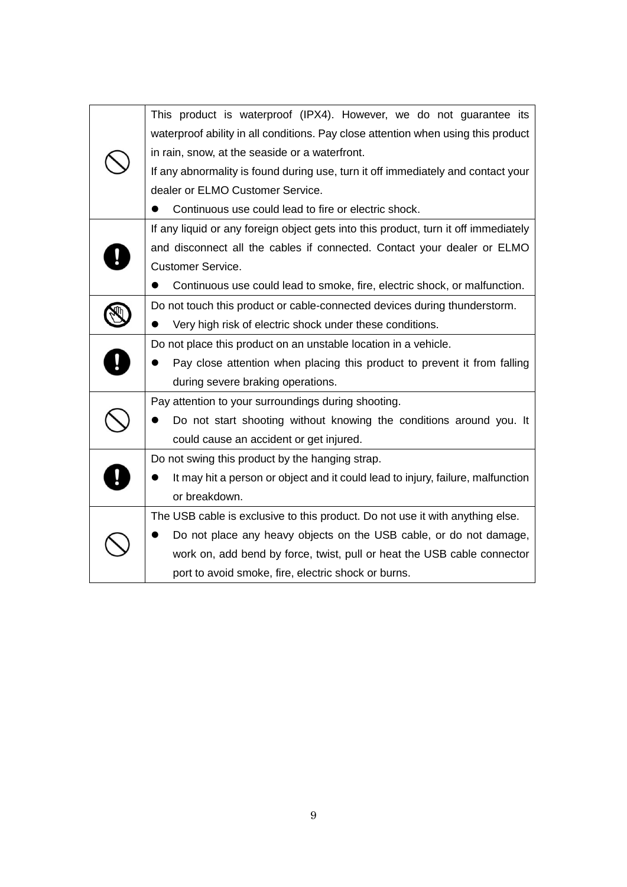| | |
|---|---|
| ⃠ | This product is waterproof (IPX4). However, we do not guarantee its waterproof ability in all conditions. Pay close attention when using this product in rain, snow, at the seaside or a waterfront.<br>If any abnormality is found during use, turn it off immediately and contact your dealer or ELMO Customer Service.<br>● Continuous use could lead to fire or electric shock. |
| ❗ | If any liquid or any foreign object gets into this product, turn it off immediately and disconnect all the cables if connected. Contact your dealer or ELMO Customer Service.<br>● Continuous use could lead to smoke, fire, electric shock, or malfunction. |
| ⃠ | Do not touch this product or cable-connected devices during thunderstorm.<br>● Very high risk of electric shock under these conditions. |
| ❗ | Do not place this product on an unstable location in a vehicle.<br>● Pay close attention when placing this product to prevent it from falling during severe braking operations. |
| ⃠ | Pay attention to your surroundings during shooting.<br>● Do not start shooting without knowing the conditions around you. It could cause an accident or get injured. |
| ❗ | Do not swing this product by the hanging strap.<br>● It may hit a person or object and it could lead to injury, failure, malfunction or breakdown. |
| ⃠ | The USB cable is exclusive to this product. Do not use it with anything else.<br>● Do not place any heavy objects on the USB cable, or do not damage, work on, add bend by force, twist, pull or heat the USB cable connector port to avoid smoke, fire, electric shock or burns. |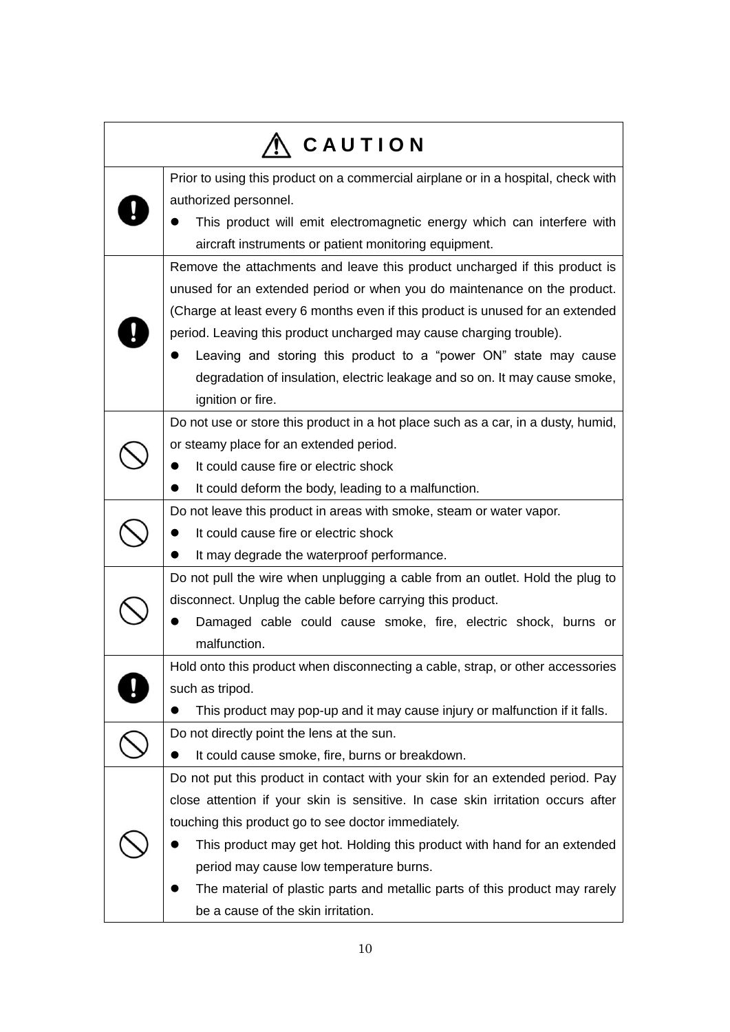| ⚠ CAUTION | |
|---|---|
| ❗ | Prior to using this product on a commercial airplane or in a hospital, check with authorized personnel.<br>● This product will emit electromagnetic energy which can interfere with aircraft instruments or patient monitoring equipment. |
| ❗ | Remove the attachments and leave this product uncharged if this product is unused for an extended period or when you do maintenance on the product. (Charge at least every 6 months even if this product is unused for an extended period. Leaving this product uncharged may cause charging trouble).<br>● Leaving and storing this product to a “power ON” state may cause degradation of insulation, electric leakage and so on. It may cause smoke, ignition or fire. |
| ⃠ | Do not use or store this product in a hot place such as a car, in a dusty, humid, or steamy place for an extended period.<br>● It could cause fire or electric shock<br>● It could deform the body, leading to a malfunction. |
| ⃠ | Do not leave this product in areas with smoke, steam or water vapor.<br>● It could cause fire or electric shock<br>● It may degrade the waterproof performance. |
| ⃠ | Do not pull the wire when unplugging a cable from an outlet. Hold the plug to disconnect. Unplug the cable before carrying this product.<br>● Damaged cable could cause smoke, fire, electric shock, burns or malfunction. |
| ❗ | Hold onto this product when disconnecting a cable, strap, or other accessories such as tripod.<br>● This product may pop-up and it may cause injury or malfunction if it falls. |
| ⃠ | Do not directly point the lens at the sun.<br>● It could cause smoke, fire, burns or breakdown. |
| ⃠ | Do not put this product in contact with your skin for an extended period. Pay close attention if your skin is sensitive. In case skin irritation occurs after touching this product go to see doctor immediately.<br>● This product may get hot. Holding this product with hand for an extended period may cause low temperature burns.<br>● The material of plastic parts and metallic parts of this product may rarely be a cause of the skin irritation. |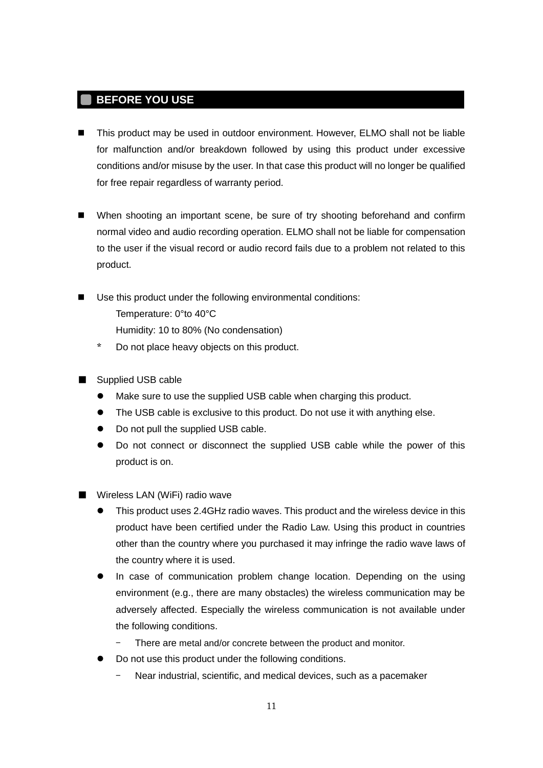## BEFORE YOU USE

- This product may be used in outdoor environment. However, ELMO shall not be liable for malfunction and/or breakdown followed by using this product under excessive conditions and/or misuse by the user. In that case this product will no longer be qualified for free repair regardless of warranty period.

- When shooting an important scene, be sure of try shooting beforehand and confirm normal video and audio recording operation. ELMO shall not be liable for compensation to the user if the visual record or audio record fails due to a problem not related to this product.

- Use this product under the following environmental conditions:

  Temperature: 0°to 40°C

  Humidity: 10 to 80% (No condensation)

  \* Do not place heavy objects on this product.

- Supplied USB cable
  - Make sure to use the supplied USB cable when charging this product.
  - The USB cable is exclusive to this product. Do not use it with anything else.
  - Do not pull the supplied USB cable.
  - Do not connect or disconnect the supplied USB cable while the power of this product is on.

- Wireless LAN (WiFi) radio wave
  - This product uses 2.4GHz radio waves. This product and the wireless device in this product have been certified under the Radio Law. Using this product in countries other than the country where you purchased it may infringe the radio wave laws of the country where it is used.
  - In case of communication problem change location. Depending on the using environment (e.g., there are many obstacles) the wireless communication may be adversely affected. Especially the wireless communication is not available under the following conditions.
    - There are metal and/or concrete between the product and monitor.
  - Do not use this product under the following conditions.
    - Near industrial, scientific, and medical devices, such as a pacemaker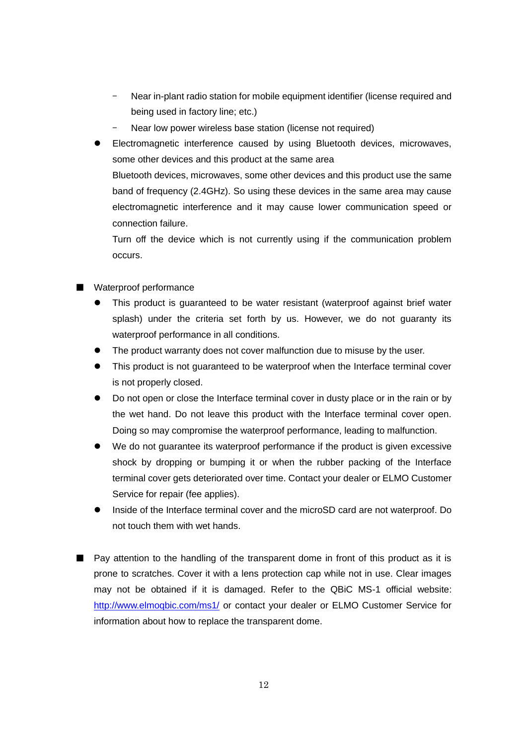- Near in-plant radio station for mobile equipment identifier (license required and being used in factory line; etc.)
    - Near low power wireless base station (license not required)
- Electromagnetic interference caused by using Bluetooth devices, microwaves, some other devices and this product at the same area

  Bluetooth devices, microwaves, some other devices and this product use the same band of frequency (2.4GHz). So using these devices in the same area may cause electromagnetic interference and it may cause lower communication speed or connection failure.

  Turn off the device which is not currently using if the communication problem occurs.

■ Waterproof performance

- This product is guaranteed to be water resistant (waterproof against brief water splash) under the criteria set forth by us. However, we do not guaranty its waterproof performance in all conditions.
- The product warranty does not cover malfunction due to misuse by the user.
- This product is not guaranteed to be waterproof when the Interface terminal cover is not properly closed.
- Do not open or close the Interface terminal cover in dusty place or in the rain or by the wet hand. Do not leave this product with the Interface terminal cover open. Doing so may compromise the waterproof performance, leading to malfunction.
- We do not guarantee its waterproof performance if the product is given excessive shock by dropping or bumping it or when the rubber packing of the Interface terminal cover gets deteriorated over time. Contact your dealer or ELMO Customer Service for repair (fee applies).
- Inside of the Interface terminal cover and the microSD card are not waterproof. Do not touch them with wet hands.

■ Pay attention to the handling of the transparent dome in front of this product as it is prone to scratches. Cover it with a lens protection cap while not in use. Clear images may not be obtained if it is damaged. Refer to the QBiC MS-1 official website: http://www.elmoqbic.com/ms1/ or contact your dealer or ELMO Customer Service for information about how to replace the transparent dome.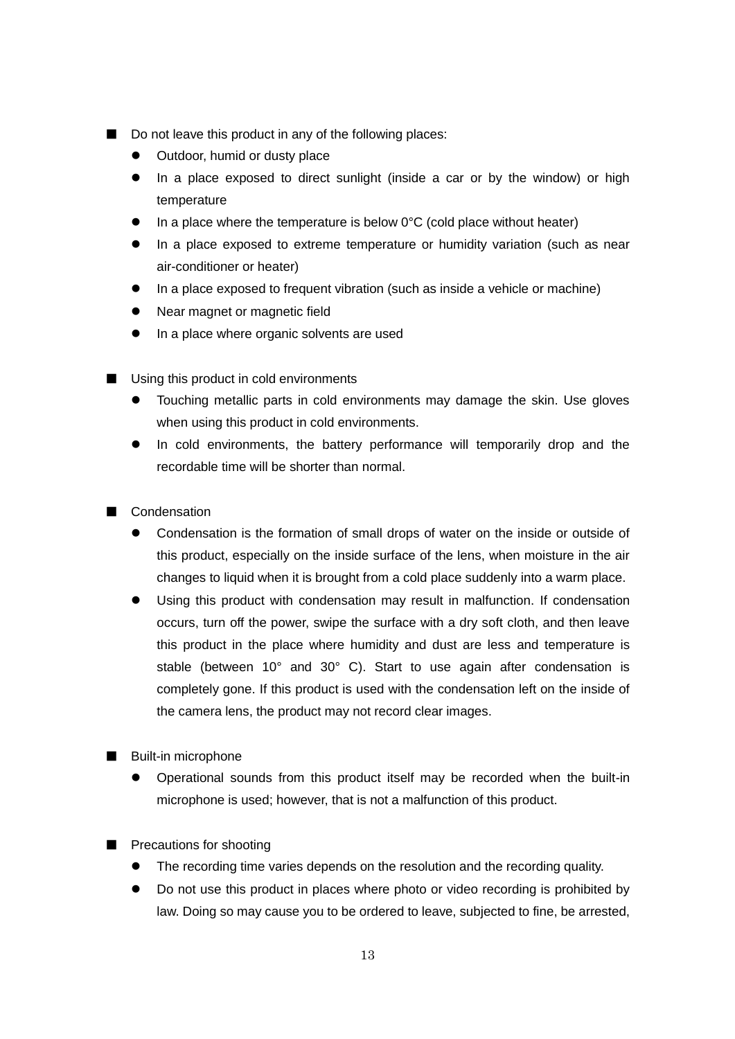- Do not leave this product in any of the following places:
  - Outdoor, humid or dusty place
  - In a place exposed to direct sunlight (inside a car or by the window) or high temperature
  - In a place where the temperature is below 0°C (cold place without heater)
  - In a place exposed to extreme temperature or humidity variation (such as near air-conditioner or heater)
  - In a place exposed to frequent vibration (such as inside a vehicle or machine)
  - Near magnet or magnetic field
  - In a place where organic solvents are used

- Using this product in cold environments
  - Touching metallic parts in cold environments may damage the skin. Use gloves when using this product in cold environments.
  - In cold environments, the battery performance will temporarily drop and the recordable time will be shorter than normal.

- Condensation
  - Condensation is the formation of small drops of water on the inside or outside of this product, especially on the inside surface of the lens, when moisture in the air changes to liquid when it is brought from a cold place suddenly into a warm place.
  - Using this product with condensation may result in malfunction. If condensation occurs, turn off the power, swipe the surface with a dry soft cloth, and then leave this product in the place where humidity and dust are less and temperature is stable (between 10° and 30° C). Start to use again after condensation is completely gone. If this product is used with the condensation left on the inside of the camera lens, the product may not record clear images.

- Built-in microphone
  - Operational sounds from this product itself may be recorded when the built-in microphone is used; however, that is not a malfunction of this product.

- Precautions for shooting
  - The recording time varies depends on the resolution and the recording quality.
  - Do not use this product in places where photo or video recording is prohibited by law. Doing so may cause you to be ordered to leave, subjected to fine, be arrested,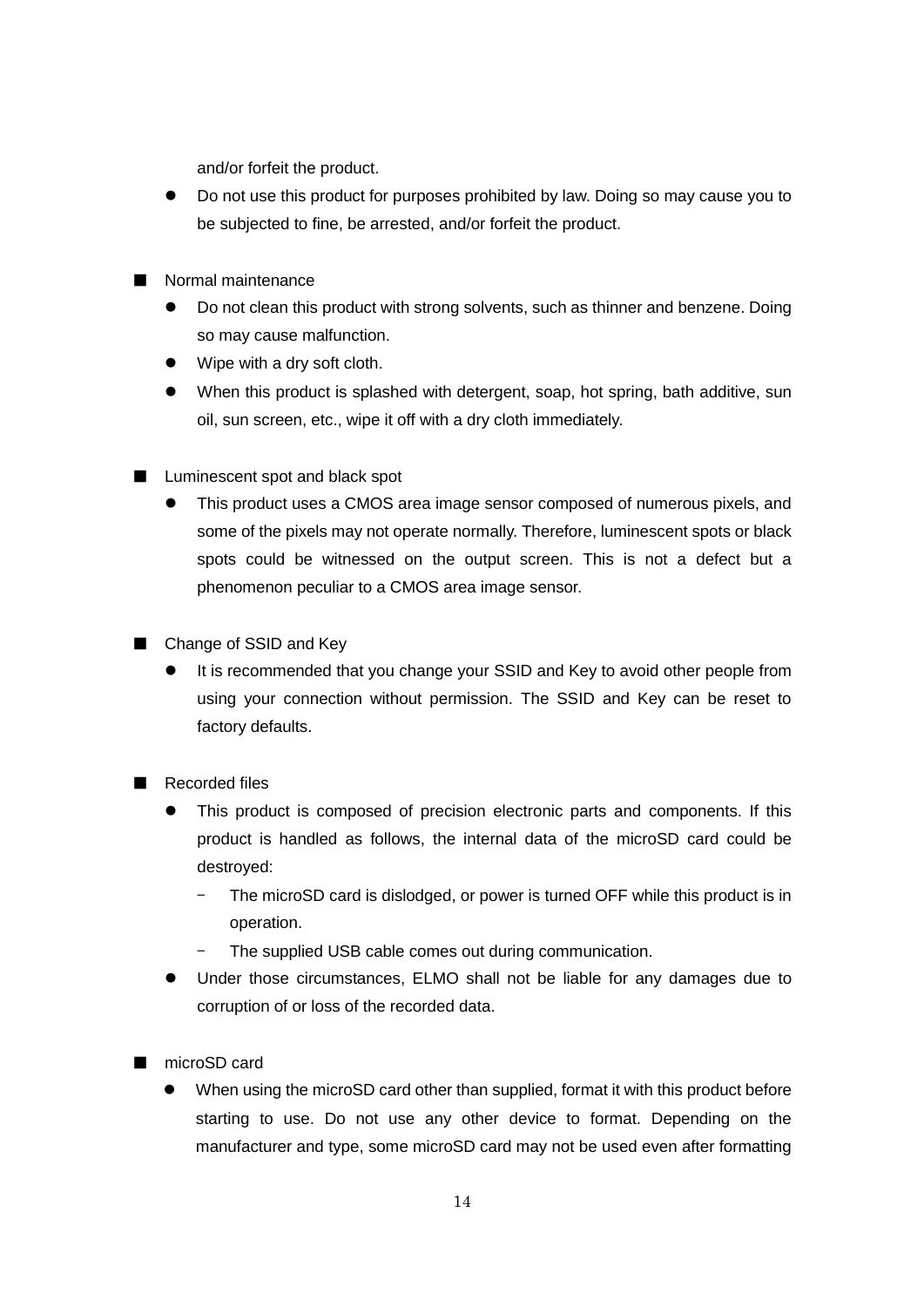and/or forfeit the product.

- Do not use this product for purposes prohibited by law. Doing so may cause you to be subjected to fine, be arrested, and/or forfeit the product.

■ Normal maintenance

- Do not clean this product with strong solvents, such as thinner and benzene. Doing so may cause malfunction.
- Wipe with a dry soft cloth.
- When this product is splashed with detergent, soap, hot spring, bath additive, sun oil, sun screen, etc., wipe it off with a dry cloth immediately.

■ Luminescent spot and black spot

- This product uses a CMOS area image sensor composed of numerous pixels, and some of the pixels may not operate normally. Therefore, luminescent spots or black spots could be witnessed on the output screen. This is not a defect but a phenomenon peculiar to a CMOS area image sensor.

■ Change of SSID and Key

- It is recommended that you change your SSID and Key to avoid other people from using your connection without permission. The SSID and Key can be reset to factory defaults.

■ Recorded files

- This product is composed of precision electronic parts and components. If this product is handled as follows, the internal data of the microSD card could be destroyed:
  - The microSD card is dislodged, or power is turned OFF while this product is in operation.
  - The supplied USB cable comes out during communication.
- Under those circumstances, ELMO shall not be liable for any damages due to corruption of or loss of the recorded data.

■ microSD card

- When using the microSD card other than supplied, format it with this product before starting to use. Do not use any other device to format. Depending on the manufacturer and type, some microSD card may not be used even after formatting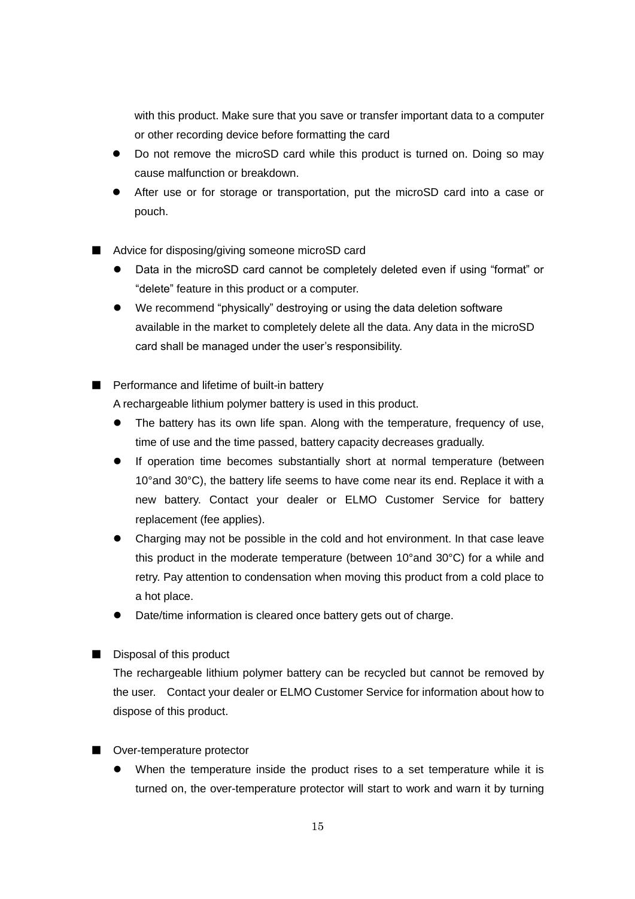with this product. Make sure that you save or transfer important data to a computer or other recording device before formatting the card

- Do not remove the microSD card while this product is turned on. Doing so may cause malfunction or breakdown.
- After use or for storage or transportation, put the microSD card into a case or pouch.

■ Advice for disposing/giving someone microSD card

- Data in the microSD card cannot be completely deleted even if using “format” or “delete” feature in this product or a computer.
- We recommend “physically” destroying or using the data deletion software available in the market to completely delete all the data. Any data in the microSD card shall be managed under the user’s responsibility.

■ Performance and lifetime of built-in battery

A rechargeable lithium polymer battery is used in this product.

- The battery has its own life span. Along with the temperature, frequency of use, time of use and the time passed, battery capacity decreases gradually.
- If operation time becomes substantially short at normal temperature (between 10°and 30°C), the battery life seems to have come near its end. Replace it with a new battery. Contact your dealer or ELMO Customer Service for battery replacement (fee applies).
- Charging may not be possible in the cold and hot environment. In that case leave this product in the moderate temperature (between 10°and 30°C) for a while and retry. Pay attention to condensation when moving this product from a cold place to a hot place.
- Date/time information is cleared once battery gets out of charge.

■ Disposal of this product

The rechargeable lithium polymer battery can be recycled but cannot be removed by the user. Contact your dealer or ELMO Customer Service for information about how to dispose of this product.

■ Over-temperature protector

- When the temperature inside the product rises to a set temperature while it is turned on, the over-temperature protector will start to work and warn it by turning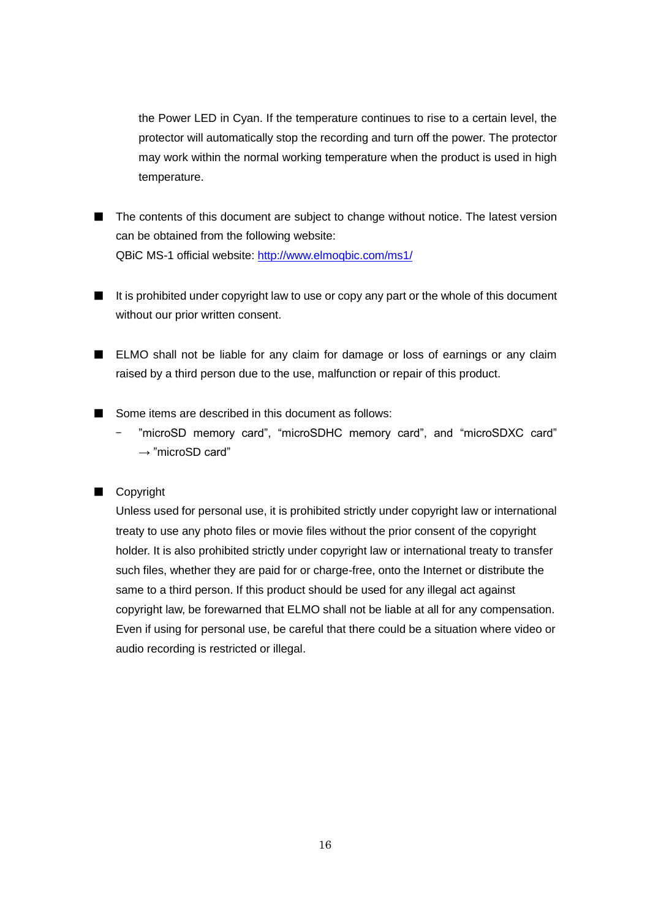the Power LED in Cyan. If the temperature continues to rise to a certain level, the protector will automatically stop the recording and turn off the power. The protector may work within the normal working temperature when the product is used in high temperature.

- The contents of this document are subject to change without notice. The latest version can be obtained from the following website:
  QBiC MS-1 official website: http://www.elmoqbic.com/ms1/

- It is prohibited under copyright law to use or copy any part or the whole of this document without our prior written consent.

- ELMO shall not be liable for any claim for damage or loss of earnings or any claim raised by a third person due to the use, malfunction or repair of this product.

- Some items are described in this document as follows:
  - ”microSD memory card”, “microSDHC memory card”, and “microSDXC card” → ”microSD card”

- Copyright
  Unless used for personal use, it is prohibited strictly under copyright law or international treaty to use any photo files or movie files without the prior consent of the copyright holder. It is also prohibited strictly under copyright law or international treaty to transfer such files, whether they are paid for or charge-free, onto the Internet or distribute the same to a third person. If this product should be used for any illegal act against copyright law, be forewarned that ELMO shall not be liable at all for any compensation. Even if using for personal use, be careful that there could be a situation where video or audio recording is restricted or illegal.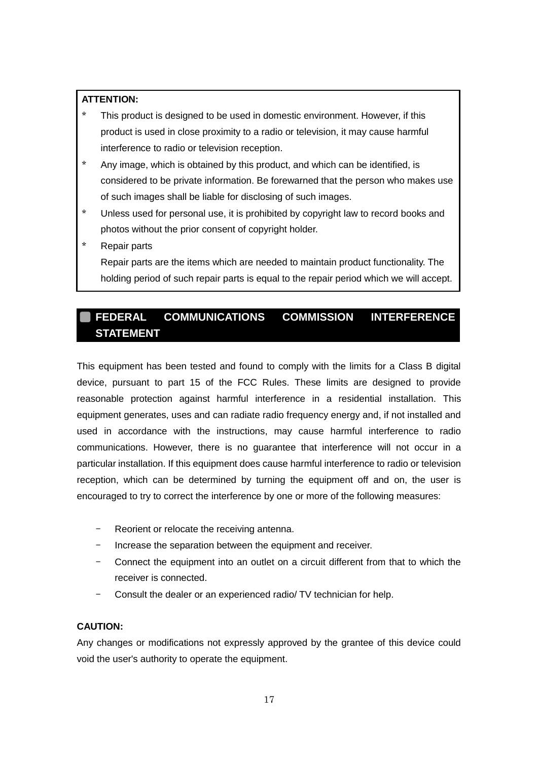**ATTENTION:**

- This product is designed to be used in domestic environment. However, if this product is used in close proximity to a radio or television, it may cause harmful interference to radio or television reception.
- Any image, which is obtained by this product, and which can be identified, is considered to be private information. Be forewarned that the person who makes use of such images shall be liable for disclosing of such images.
- Unless used for personal use, it is prohibited by copyright law to record books and photos without the prior consent of copyright holder.
- Repair parts
  Repair parts are the items which are needed to maintain product functionality. The holding period of such repair parts is equal to the repair period which we will accept.

## FEDERAL COMMUNICATIONS COMMISSION INTERFERENCE STATEMENT

This equipment has been tested and found to comply with the limits for a Class B digital device, pursuant to part 15 of the FCC Rules. These limits are designed to provide reasonable protection against harmful interference in a residential installation. This equipment generates, uses and can radiate radio frequency energy and, if not installed and used in accordance with the instructions, may cause harmful interference to radio communications. However, there is no guarantee that interference will not occur in a particular installation. If this equipment does cause harmful interference to radio or television reception, which can be determined by turning the equipment off and on, the user is encouraged to try to correct the interference by one or more of the following measures:

- Reorient or relocate the receiving antenna.
- Increase the separation between the equipment and receiver.
- Connect the equipment into an outlet on a circuit different from that to which the receiver is connected.
- Consult the dealer or an experienced radio/ TV technician for help.

**CAUTION:**

Any changes or modifications not expressly approved by the grantee of this device could void the user's authority to operate the equipment.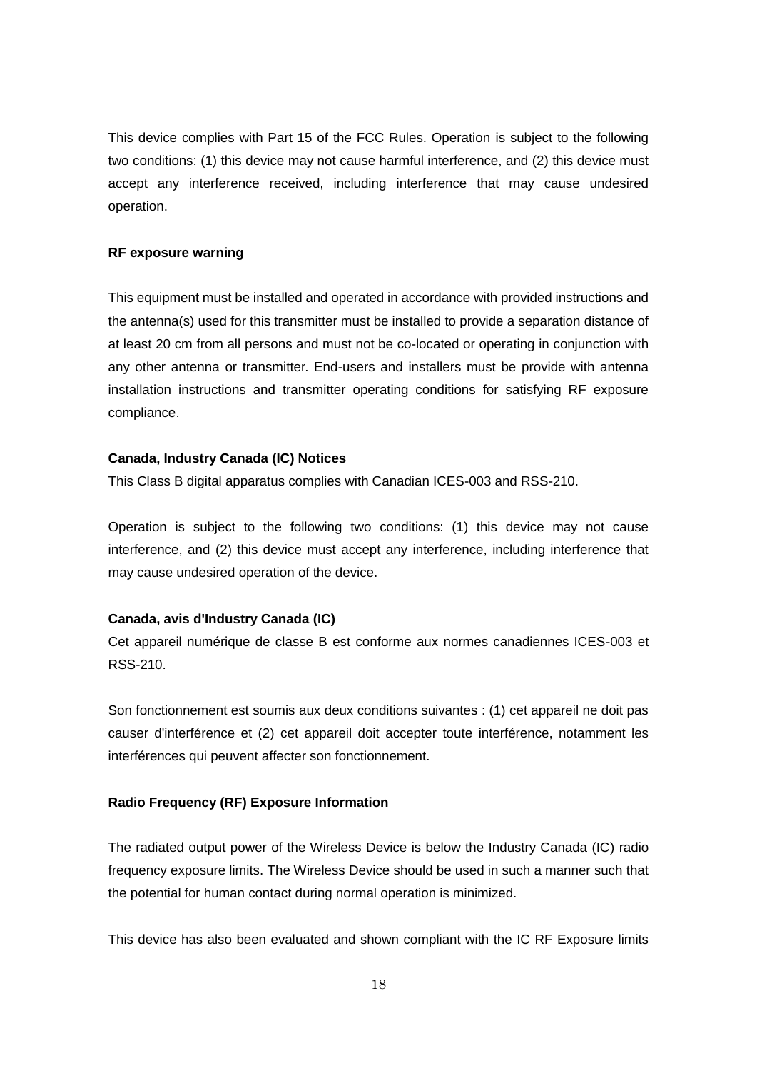This device complies with Part 15 of the FCC Rules. Operation is subject to the following two conditions: (1) this device may not cause harmful interference, and (2) this device must accept any interference received, including interference that may cause undesired operation.

**RF exposure warning**

This equipment must be installed and operated in accordance with provided instructions and the antenna(s) used for this transmitter must be installed to provide a separation distance of at least 20 cm from all persons and must not be co-located or operating in conjunction with any other antenna or transmitter. End-users and installers must be provide with antenna installation instructions and transmitter operating conditions for satisfying RF exposure compliance.

**Canada, Industry Canada (IC) Notices**

This Class B digital apparatus complies with Canadian ICES-003 and RSS-210.

Operation is subject to the following two conditions: (1) this device may not cause interference, and (2) this device must accept any interference, including interference that may cause undesired operation of the device.

**Canada, avis d'Industry Canada (IC)**

Cet appareil numérique de classe B est conforme aux normes canadiennes ICES-003 et RSS-210.

Son fonctionnement est soumis aux deux conditions suivantes : (1) cet appareil ne doit pas causer d'interférence et (2) cet appareil doit accepter toute interférence, notamment les interférences qui peuvent affecter son fonctionnement.

**Radio Frequency (RF) Exposure Information**

The radiated output power of the Wireless Device is below the Industry Canada (IC) radio frequency exposure limits. The Wireless Device should be used in such a manner such that the potential for human contact during normal operation is minimized.

This device has also been evaluated and shown compliant with the IC RF Exposure limits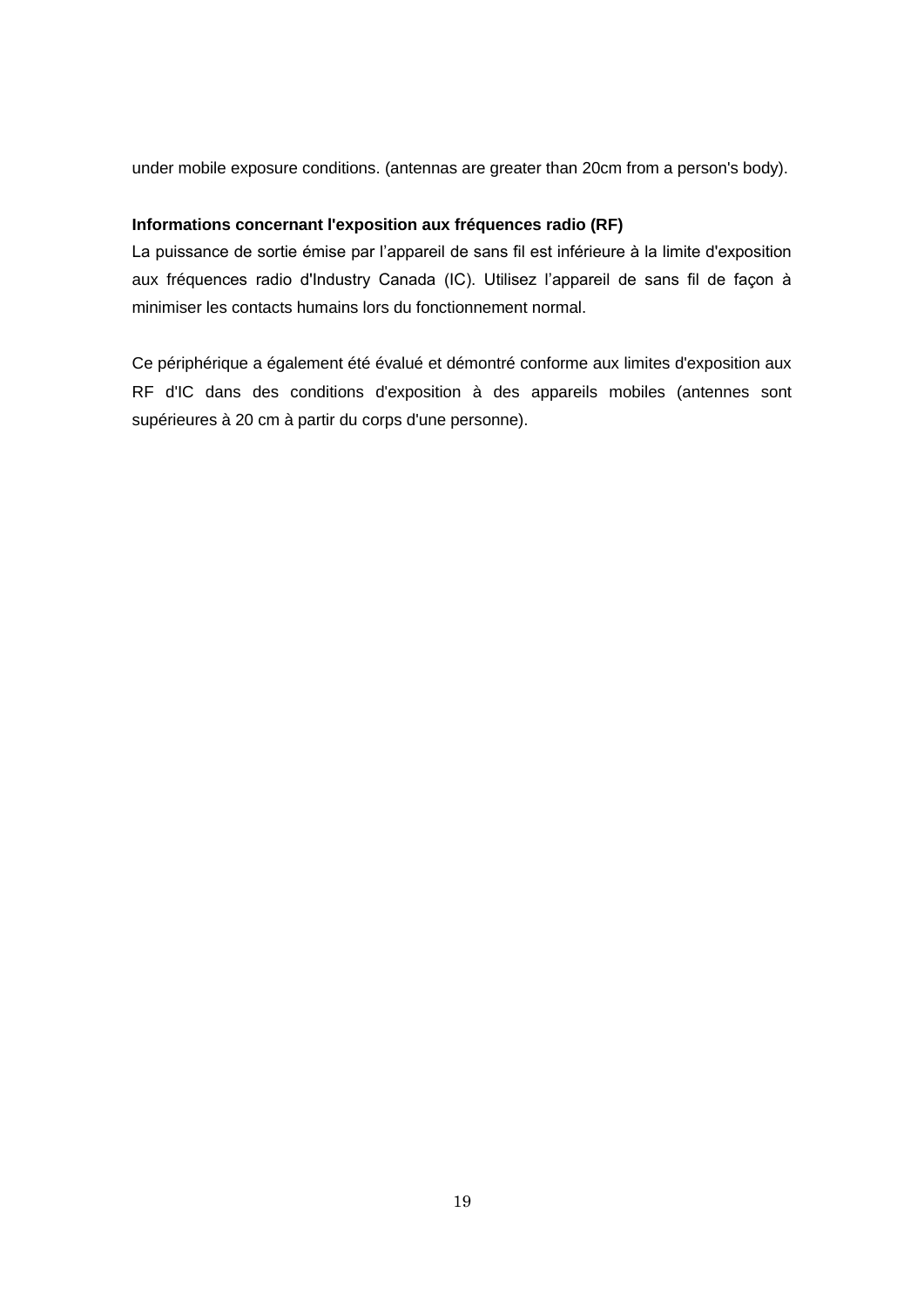under mobile exposure conditions. (antennas are greater than 20cm from a person's body).

**Informations concernant l'exposition aux fréquences radio (RF)**

La puissance de sortie émise par l'appareil de sans fil est inférieure à la limite d'exposition aux fréquences radio d'Industry Canada (IC). Utilisez l'appareil de sans fil de façon à minimiser les contacts humains lors du fonctionnement normal.

Ce périphérique a également été évalué et démontré conforme aux limites d'exposition aux RF d'IC dans des conditions d'exposition à des appareils mobiles (antennes sont supérieures à 20 cm à partir du corps d'une personne).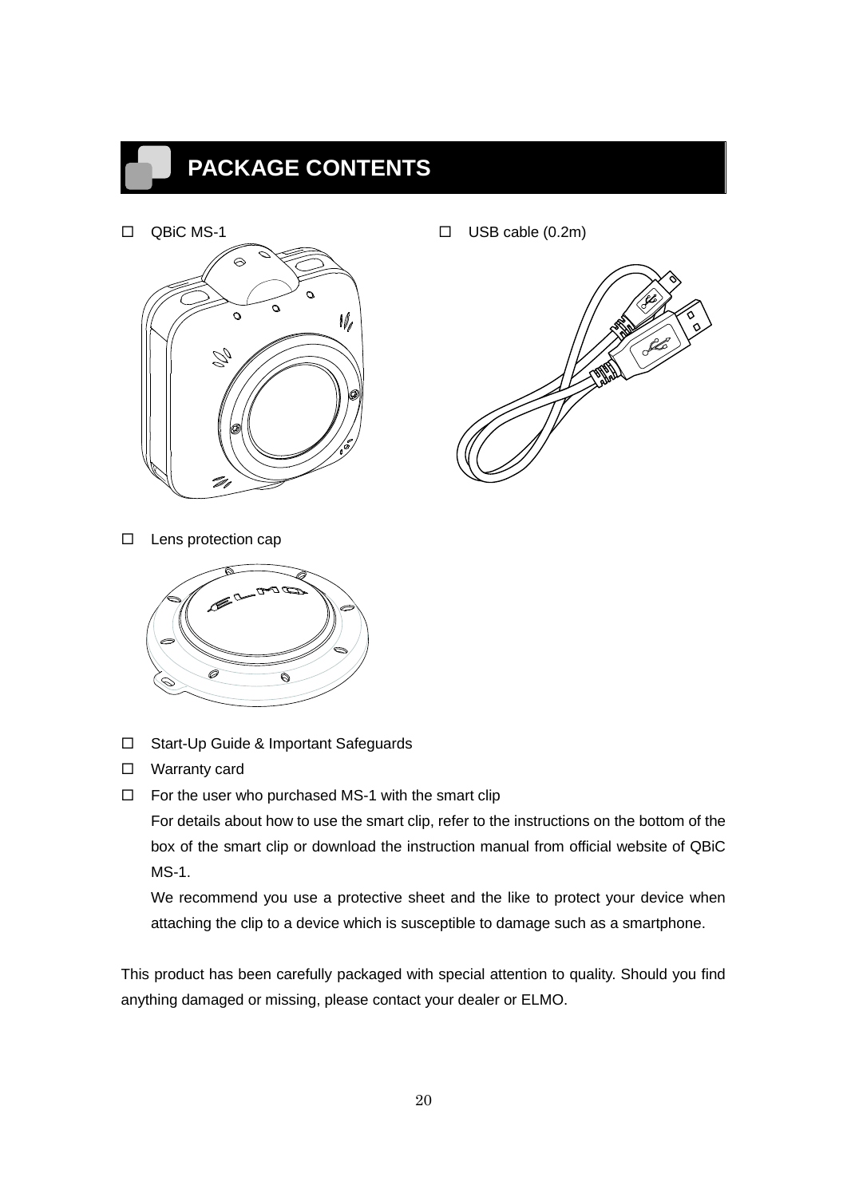# PACKAGE CONTENTS

☐ QBiC MS-1

☐ USB cable (0.2m)

☐ Lens protection cap

☐ Start-Up Guide & Important Safeguards

☐ Warranty card

☐ For the user who purchased MS-1 with the smart clip

For details about how to use the smart clip, refer to the instructions on the bottom of the box of the smart clip or download the instruction manual from official website of QBiC MS-1.

We recommend you use a protective sheet and the like to protect your device when attaching the clip to a device which is susceptible to damage such as a smartphone.

This product has been carefully packaged with special attention to quality. Should you find anything damaged or missing, please contact your dealer or ELMO.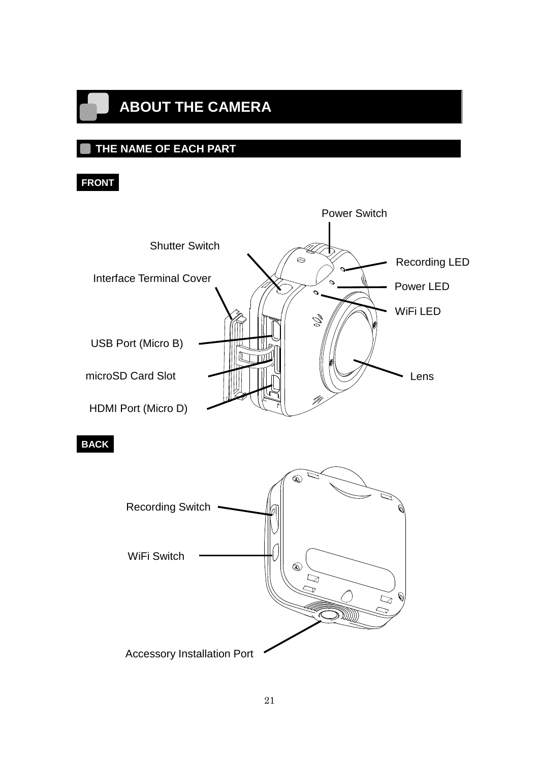# ABOUT THE CAMERA

## THE NAME OF EACH PART

**FRONT**

Power Switch

Shutter Switch

Recording LED

Interface Terminal Cover

Power LED

WiFi LED

USB Port (Micro B)

microSD Card Slot

Lens

HDMI Port (Micro D)

**BACK**

Recording Switch

WiFi Switch

Accessory Installation Port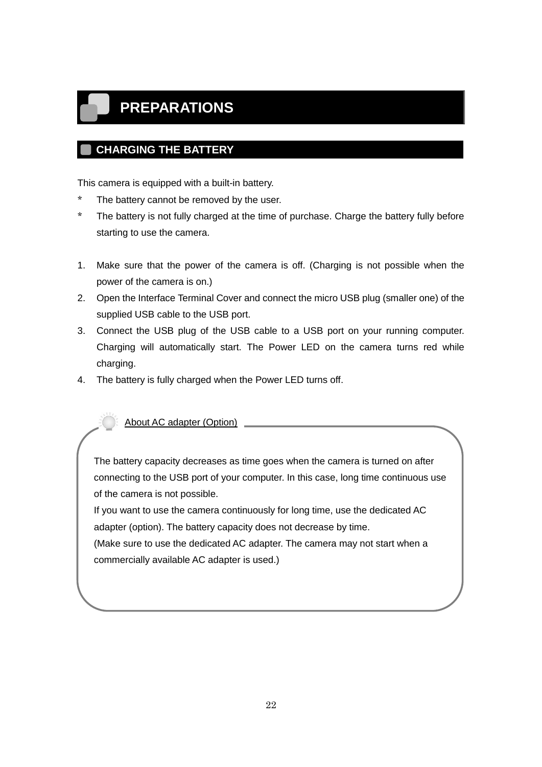# PREPARATIONS

## CHARGING THE BATTERY

This camera is equipped with a built-in battery.

* The battery cannot be removed by the user.
* The battery is not fully charged at the time of purchase. Charge the battery fully before starting to use the camera.

1. Make sure that the power of the camera is off. (Charging is not possible when the power of the camera is on.)
2. Open the Interface Terminal Cover and connect the micro USB plug (smaller one) of the supplied USB cable to the USB port.
3. Connect the USB plug of the USB cable to a USB port on your running computer. Charging will automatically start. The Power LED on the camera turns red while charging.
4. The battery is fully charged when the Power LED turns off.

**About AC adapter (Option)**

The battery capacity decreases as time goes when the camera is turned on after connecting to the USB port of your computer. In this case, long time continuous use of the camera is not possible.
If you want to use the camera continuously for long time, use the dedicated AC adapter (option). The battery capacity does not decrease by time.
(Make sure to use the dedicated AC adapter. The camera may not start when a commercially available AC adapter is used.)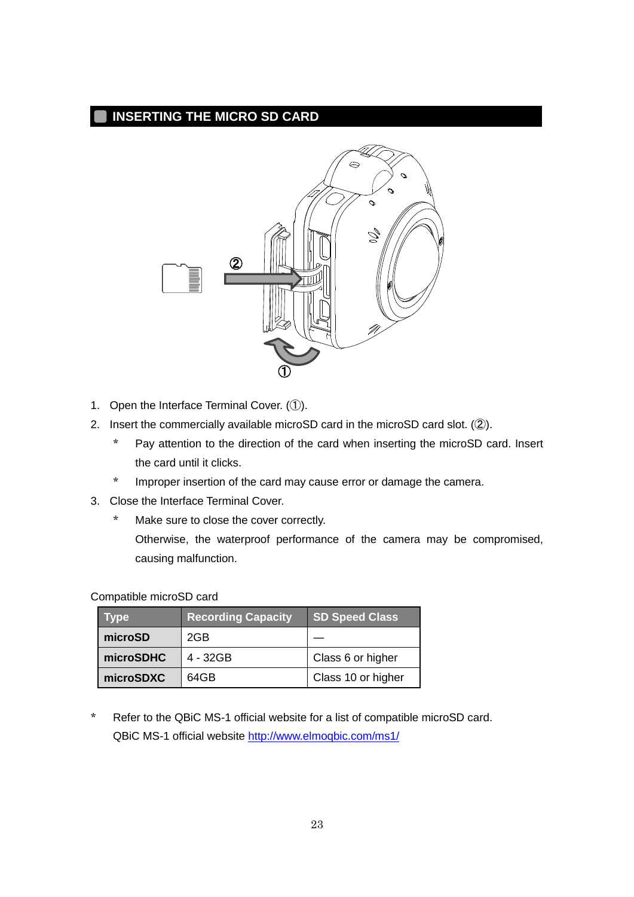## INSERTING THE MICRO SD CARD

1. Open the Interface Terminal Cover. (①).
2. Insert the commercially available microSD card in the microSD card slot. (②).
   * Pay attention to the direction of the card when inserting the microSD card. Insert the card until it clicks.
   * Improper insertion of the card may cause error or damage the camera.
3. Close the Interface Terminal Cover.
   * Make sure to close the cover correctly.
     Otherwise, the waterproof performance of the camera may be compromised, causing malfunction.

Compatible microSD card

| Type | Recording Capacity | SD Speed Class |
|---|---|---|
| **microSD** | 2GB | — |
| **microSDHC** | 4 - 32GB | Class 6 or higher |
| **microSDXC** | 64GB | Class 10 or higher |

* Refer to the QBiC MS-1 official website for a list of compatible microSD card.
  QBiC MS-1 official website [http://www.elmoqbic.com/ms1/](http://www.elmoqbic.com/ms1/)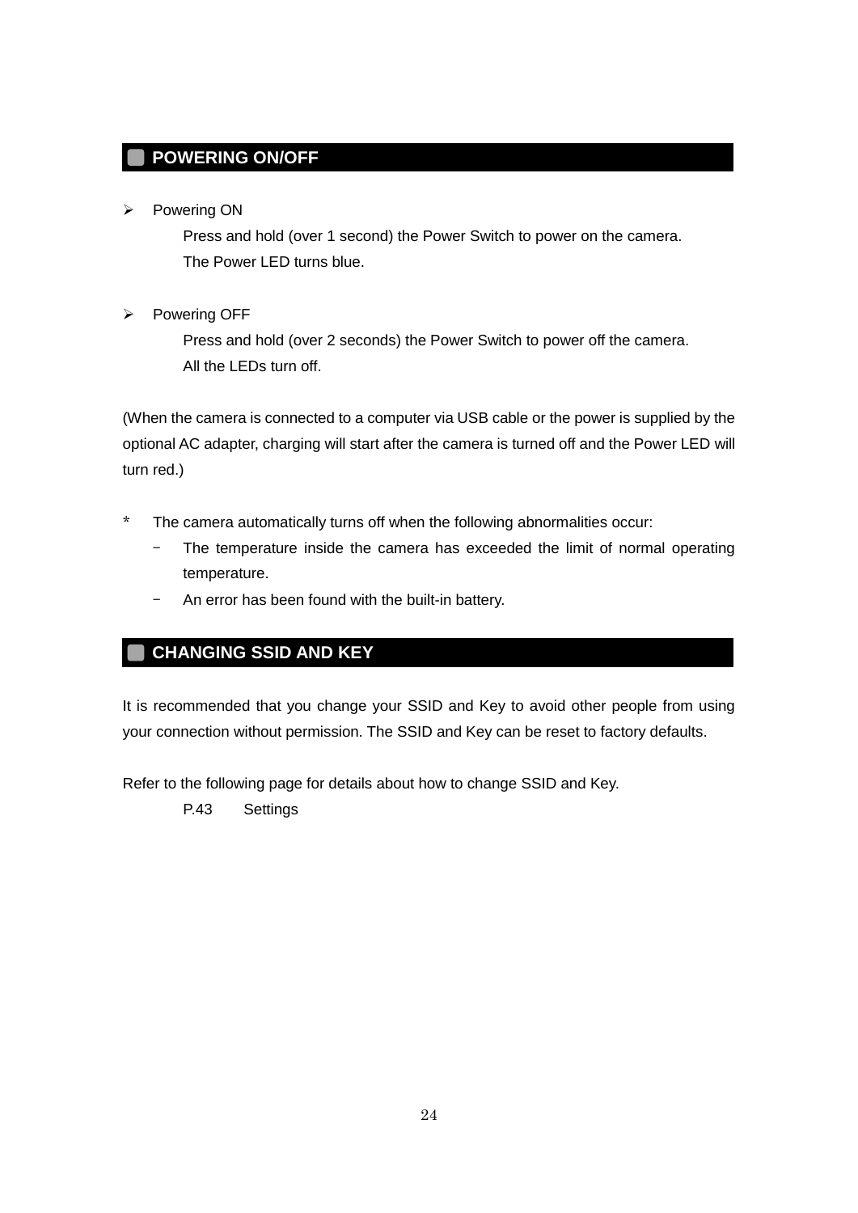## POWERING ON/OFF

- Powering ON

  Press and hold (over 1 second) the Power Switch to power on the camera.
  The Power LED turns blue.

- Powering OFF

  Press and hold (over 2 seconds) the Power Switch to power off the camera.
  All the LEDs turn off.

(When the camera is connected to a computer via USB cable or the power is supplied by the optional AC adapter, charging will start after the camera is turned off and the Power LED will turn red.)

\* The camera automatically turns off when the following abnormalities occur:
  - The temperature inside the camera has exceeded the limit of normal operating temperature.
  - An error has been found with the built-in battery.

## CHANGING SSID AND KEY

It is recommended that you change your SSID and Key to avoid other people from using your connection without permission. The SSID and Key can be reset to factory defaults.

Refer to the following page for details about how to change SSID and Key.

P.43 Settings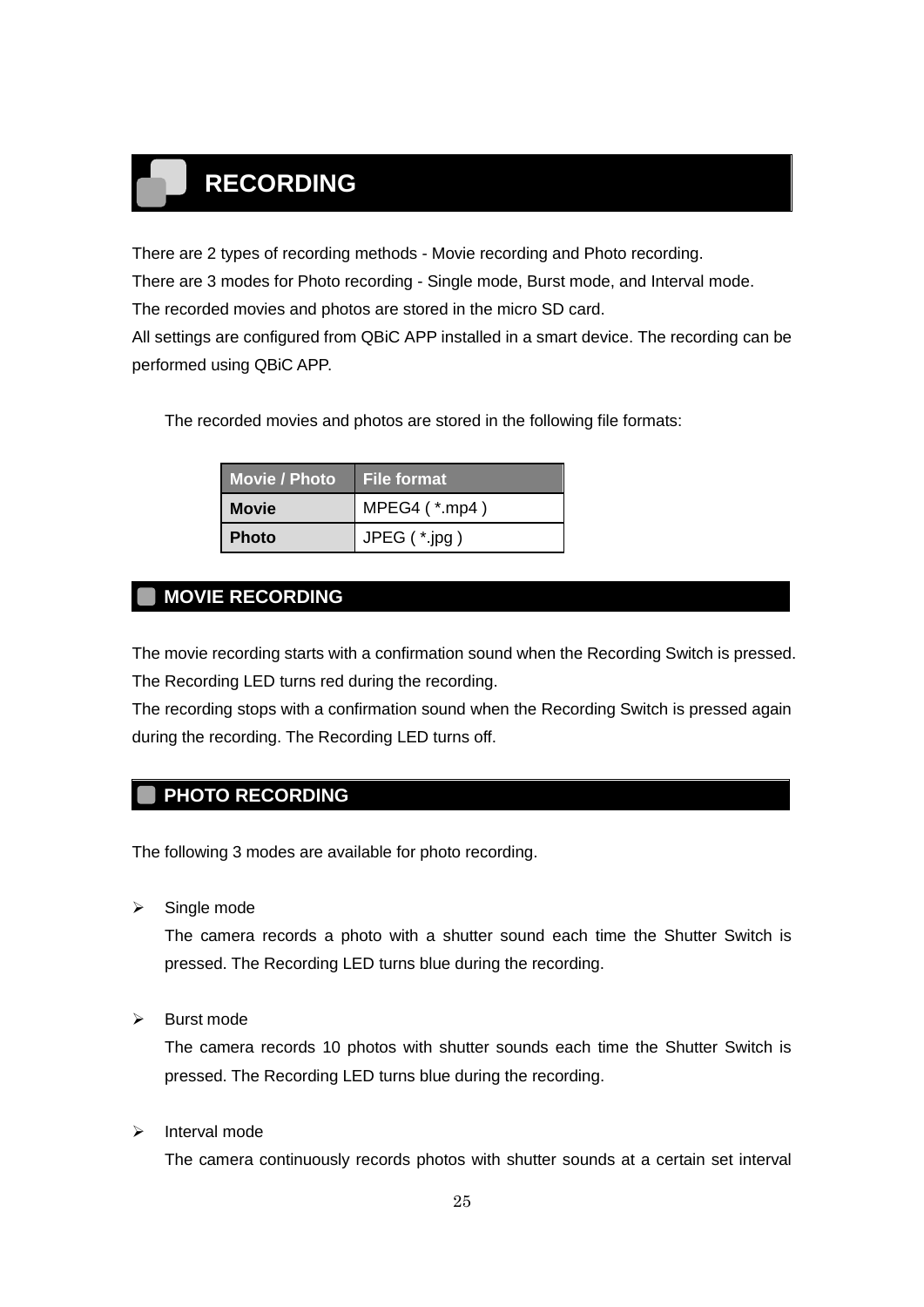# RECORDING

There are 2 types of recording methods - Movie recording and Photo recording.
There are 3 modes for Photo recording - Single mode, Burst mode, and Interval mode.
The recorded movies and photos are stored in the micro SD card.
All settings are configured from QBiC APP installed in a smart device. The recording can be performed using QBiC APP.

The recorded movies and photos are stored in the following file formats:

| Movie / Photo | File format |
|---|---|
| **Movie** | MPEG4 ( *.mp4 ) |
| **Photo** | JPEG ( *.jpg ) |

## MOVIE RECORDING

The movie recording starts with a confirmation sound when the Recording Switch is pressed.
The Recording LED turns red during the recording.
The recording stops with a confirmation sound when the Recording Switch is pressed again during the recording. The Recording LED turns off.

## PHOTO RECORDING

The following 3 modes are available for photo recording.

- Single mode
  The camera records a photo with a shutter sound each time the Shutter Switch is pressed. The Recording LED turns blue during the recording.

- Burst mode
  The camera records 10 photos with shutter sounds each time the Shutter Switch is pressed. The Recording LED turns blue during the recording.

- Interval mode
  The camera continuously records photos with shutter sounds at a certain set interval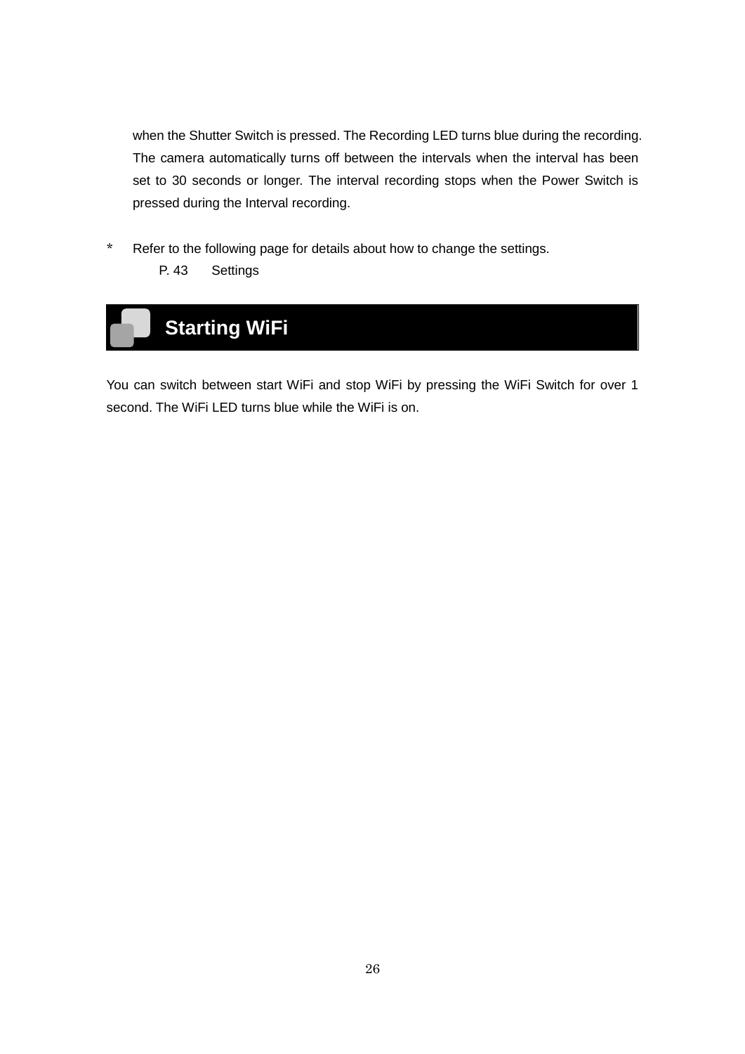when the Shutter Switch is pressed. The Recording LED turns blue during the recording. The camera automatically turns off between the intervals when the interval has been set to 30 seconds or longer. The interval recording stops when the Power Switch is pressed during the Interval recording.

* Refer to the following page for details about how to change the settings.
  P. 43 Settings

## Starting WiFi

You can switch between start WiFi and stop WiFi by pressing the WiFi Switch for over 1 second. The WiFi LED turns blue while the WiFi is on.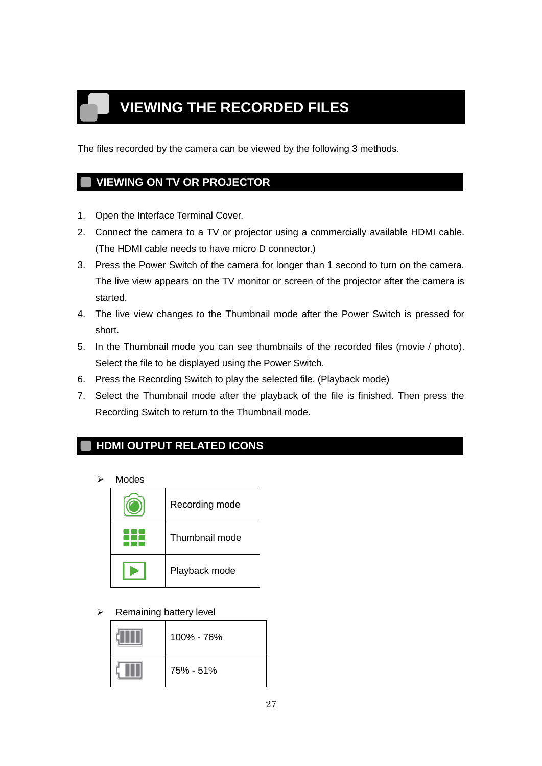# VIEWING THE RECORDED FILES

The files recorded by the camera can be viewed by the following 3 methods.

## VIEWING ON TV OR PROJECTOR

1. Open the Interface Terminal Cover.
2. Connect the camera to a TV or projector using a commercially available HDMI cable. (The HDMI cable needs to have micro D connector.)
3. Press the Power Switch of the camera for longer than 1 second to turn on the camera. The live view appears on the TV monitor or screen of the projector after the camera is started.
4. The live view changes to the Thumbnail mode after the Power Switch is pressed for short.
5. In the Thumbnail mode you can see thumbnails of the recorded files (movie / photo). Select the file to be displayed using the Power Switch.
6. Press the Recording Switch to play the selected file. (Playback mode)
7. Select the Thumbnail mode after the playback of the file is finished. Then press the Recording Switch to return to the Thumbnail mode.

## HDMI OUTPUT RELATED ICONS

- Modes

| Icon | Mode |
| --- | --- |
| | Recording mode |
| | Thumbnail mode |
| | Playback mode |

- Remaining battery level

| Icon | Level |
| --- | --- |
| | 100% - 76% |
| | 75% - 51% |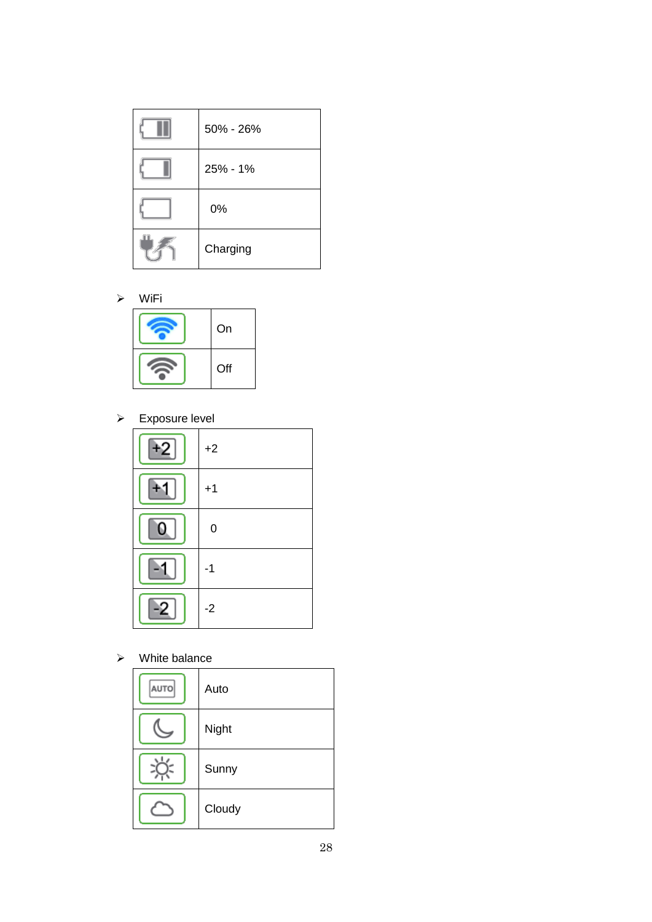| | |
|---|---|
| | 50% - 26% |
| | 25% - 1% |
| | 0% |
| | Charging |

- WiFi

| | |
|---|---|
| | On |
| | Off |

- Exposure level

| | |
|---|---|
| +2 | +2 |
| +1 | +1 |
| 0 | 0 |
| -1 | -1 |
| -2 | -2 |

- White balance

| | |
|---|---|
| AUTO | Auto |
| | Night |
| | Sunny |
| | Cloudy |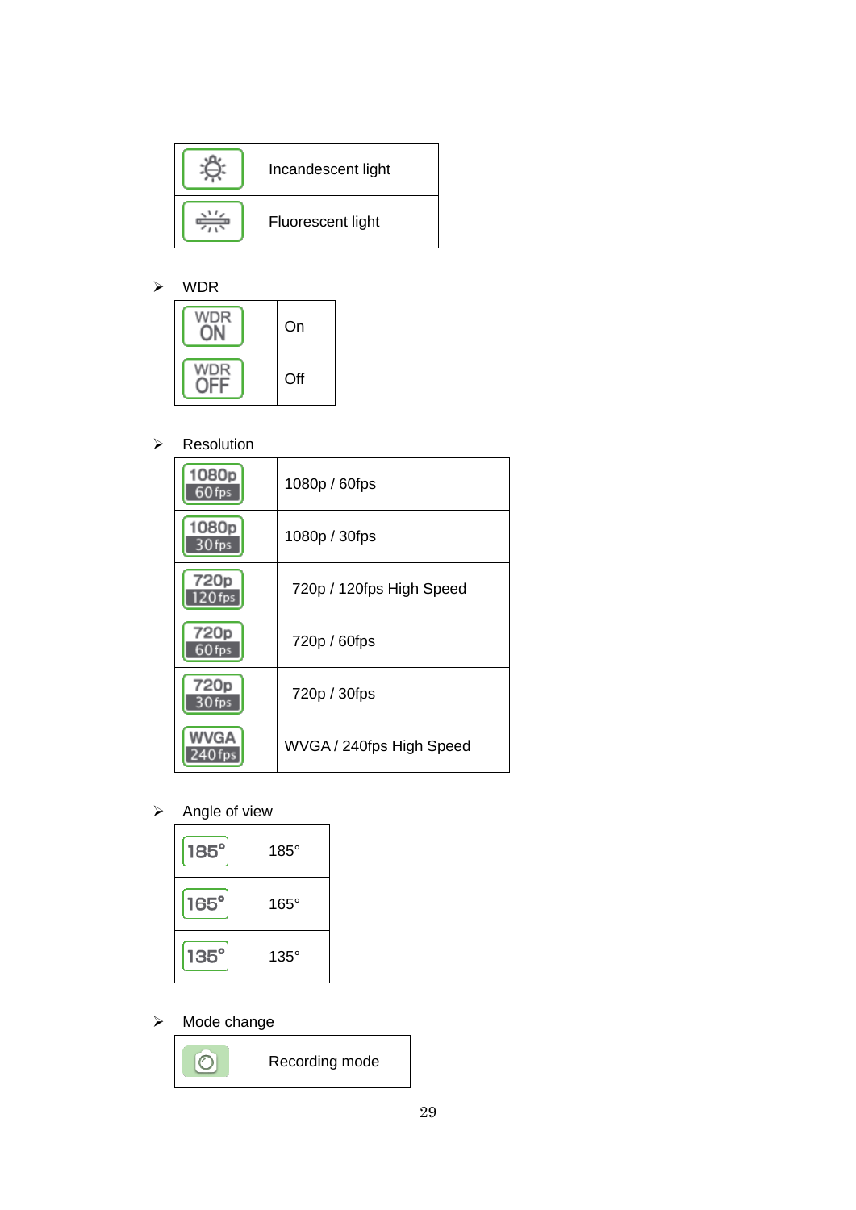| | |
|---|---|
| | Incandescent light |
| | Fluorescent light |

- WDR

| | |
|---|---|
| WDR ON | On |
| WDR OFF | Off |

- Resolution

| | |
|---|---|
| 1080p 60fps | 1080p / 60fps |
| 1080p 30fps | 1080p / 30fps |
| 720p 120fps | 720p / 120fps High Speed |
| 720p 60fps | 720p / 60fps |
| 720p 30fps | 720p / 30fps |
| WVGA 240fps | WVGA / 240fps High Speed |

- Angle of view

| | |
|---|---|
| 185° | 185° |
| 165° | 165° |
| 135° | 135° |

- Mode change

| | |
|---|---|
| | Recording mode |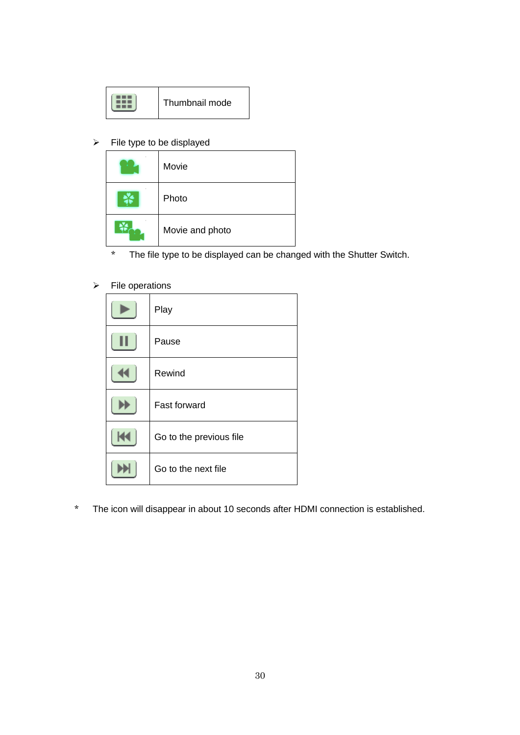| | Thumbnail mode |
|---|---|

- File type to be displayed

| | Movie |
|---|---|
| | Photo |
| | Movie and photo |

\* The file type to be displayed can be changed with the Shutter Switch.

- File operations

| | Play |
|---|---|
| | Pause |
| | Rewind |
| | Fast forward |
| | Go to the previous file |
| | Go to the next file |

\* The icon will disappear in about 10 seconds after HDMI connection is established.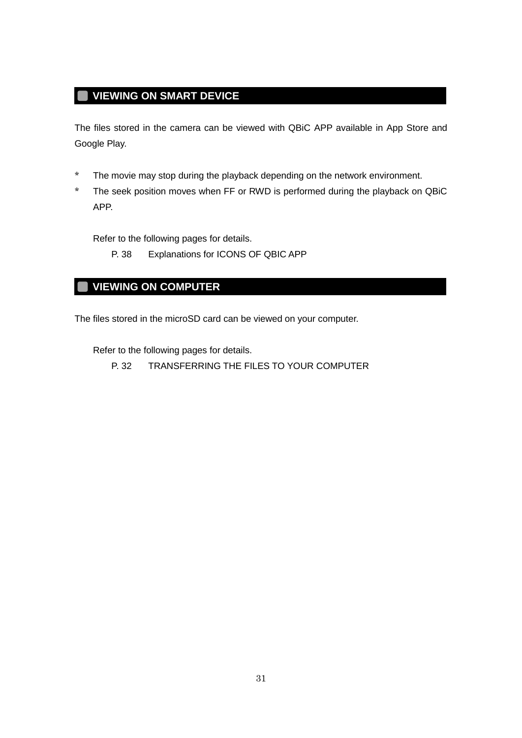## VIEWING ON SMART DEVICE

The files stored in the camera can be viewed with QBiC APP available in App Store and Google Play.

* The movie may stop during the playback depending on the network environment.
* The seek position moves when FF or RWD is performed during the playback on QBiC APP.

Refer to the following pages for details.

P. 38 Explanations for ICONS OF QBIC APP

## VIEWING ON COMPUTER

The files stored in the microSD card can be viewed on your computer.

Refer to the following pages for details.

P. 32 TRANSFERRING THE FILES TO YOUR COMPUTER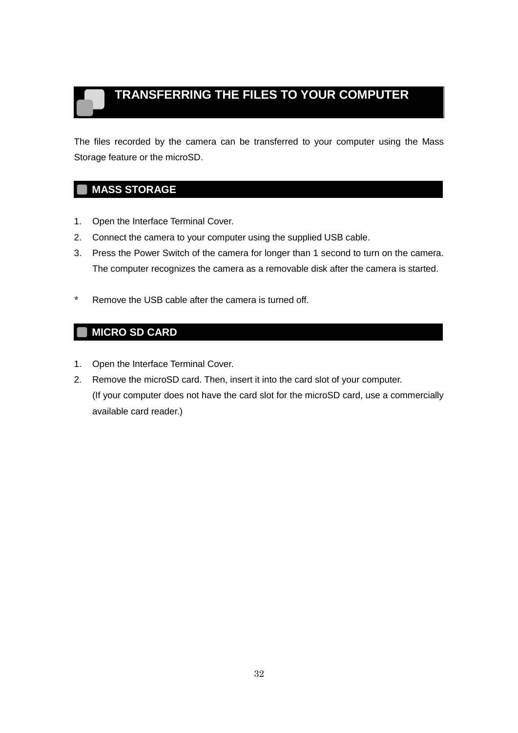# TRANSFERRING THE FILES TO YOUR COMPUTER

The files recorded by the camera can be transferred to your computer using the Mass Storage feature or the microSD.

## MASS STORAGE

1. Open the Interface Terminal Cover.
2. Connect the camera to your computer using the supplied USB cable.
3. Press the Power Switch of the camera for longer than 1 second to turn on the camera. The computer recognizes the camera as a removable disk after the camera is started.

\* Remove the USB cable after the camera is turned off.

## MICRO SD CARD

1. Open the Interface Terminal Cover.
2. Remove the microSD card. Then, insert it into the card slot of your computer. (If your computer does not have the card slot for the microSD card, use a commercially available card reader.)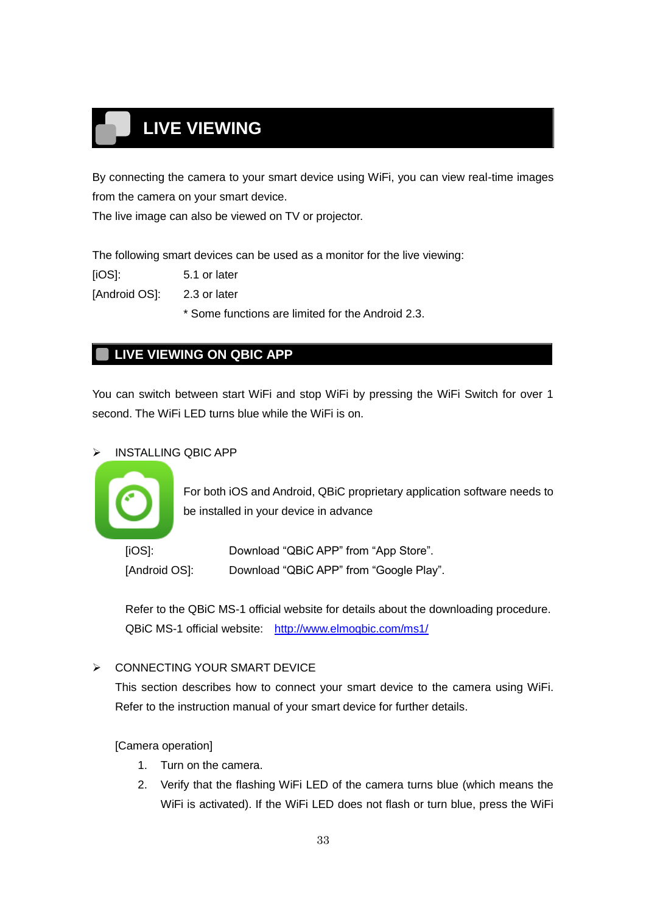# LIVE VIEWING

By connecting the camera to your smart device using WiFi, you can view real-time images from the camera on your smart device.
The live image can also be viewed on TV or projector.

The following smart devices can be used as a monitor for the live viewing:

[iOS]: 5.1 or later
[Android OS]: 2.3 or later
* Some functions are limited for the Android 2.3.

## LIVE VIEWING ON QBIC APP

You can switch between start WiFi and stop WiFi by pressing the WiFi Switch for over 1 second. The WiFi LED turns blue while the WiFi is on.

- INSTALLING QBIC APP

For both iOS and Android, QBiC proprietary application software needs to be installed in your device in advance

[iOS]: Download “QBiC APP” from “App Store”.
[Android OS]: Download “QBiC APP” from “Google Play”.

Refer to the QBiC MS-1 official website for details about the downloading procedure.
QBiC MS-1 official website: http://www.elmoqbic.com/ms1/

- CONNECTING YOUR SMART DEVICE

This section describes how to connect your smart device to the camera using WiFi. Refer to the instruction manual of your smart device for further details.

[Camera operation]

1. Turn on the camera.
2. Verify that the flashing WiFi LED of the camera turns blue (which means the WiFi is activated). If the WiFi LED does not flash or turn blue, press the WiFi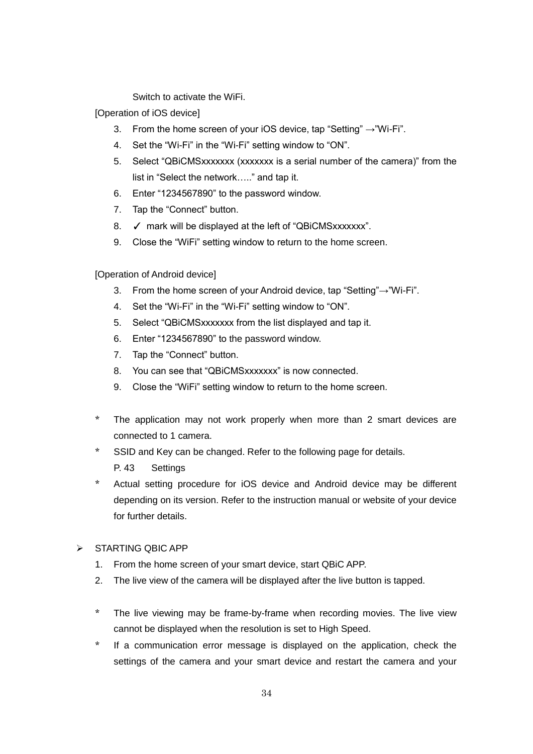Switch to activate the WiFi.

[Operation of iOS device]

3. From the home screen of your iOS device, tap “Setting” →”Wi-Fi”.
4. Set the “Wi-Fi” in the “Wi-Fi” setting window to “ON”.
5. Select “QBiCMSxxxxxxx (xxxxxxx is a serial number of the camera)” from the list in “Select the network…..” and tap it.
6. Enter “1234567890” to the password window.
7. Tap the “Connect” button.
8. ✓ mark will be displayed at the left of “QBiCMSxxxxxxx”.
9. Close the “WiFi” setting window to return to the home screen.

[Operation of Android device]

3. From the home screen of your Android device, tap “Setting”→”Wi-Fi”.
4. Set the “Wi-Fi” in the “Wi-Fi” setting window to “ON”.
5. Select “QBiCMSxxxxxxx from the list displayed and tap it.
6. Enter “1234567890” to the password window.
7. Tap the “Connect” button.
8. You can see that “QBiCMSxxxxxxx” is now connected.
9. Close the “WiFi” setting window to return to the home screen.

* The application may not work properly when more than 2 smart devices are connected to 1 camera.
* SSID and Key can be changed. Refer to the following page for details.
  P. 43 Settings
* Actual setting procedure for iOS device and Android device may be different depending on its version. Refer to the instruction manual or website of your device for further details.

- STARTING QBIC APP

1. From the home screen of your smart device, start QBiC APP.
2. The live view of the camera will be displayed after the live button is tapped.

* The live viewing may be frame-by-frame when recording movies. The live view cannot be displayed when the resolution is set to High Speed.
* If a communication error message is displayed on the application, check the settings of the camera and your smart device and restart the camera and your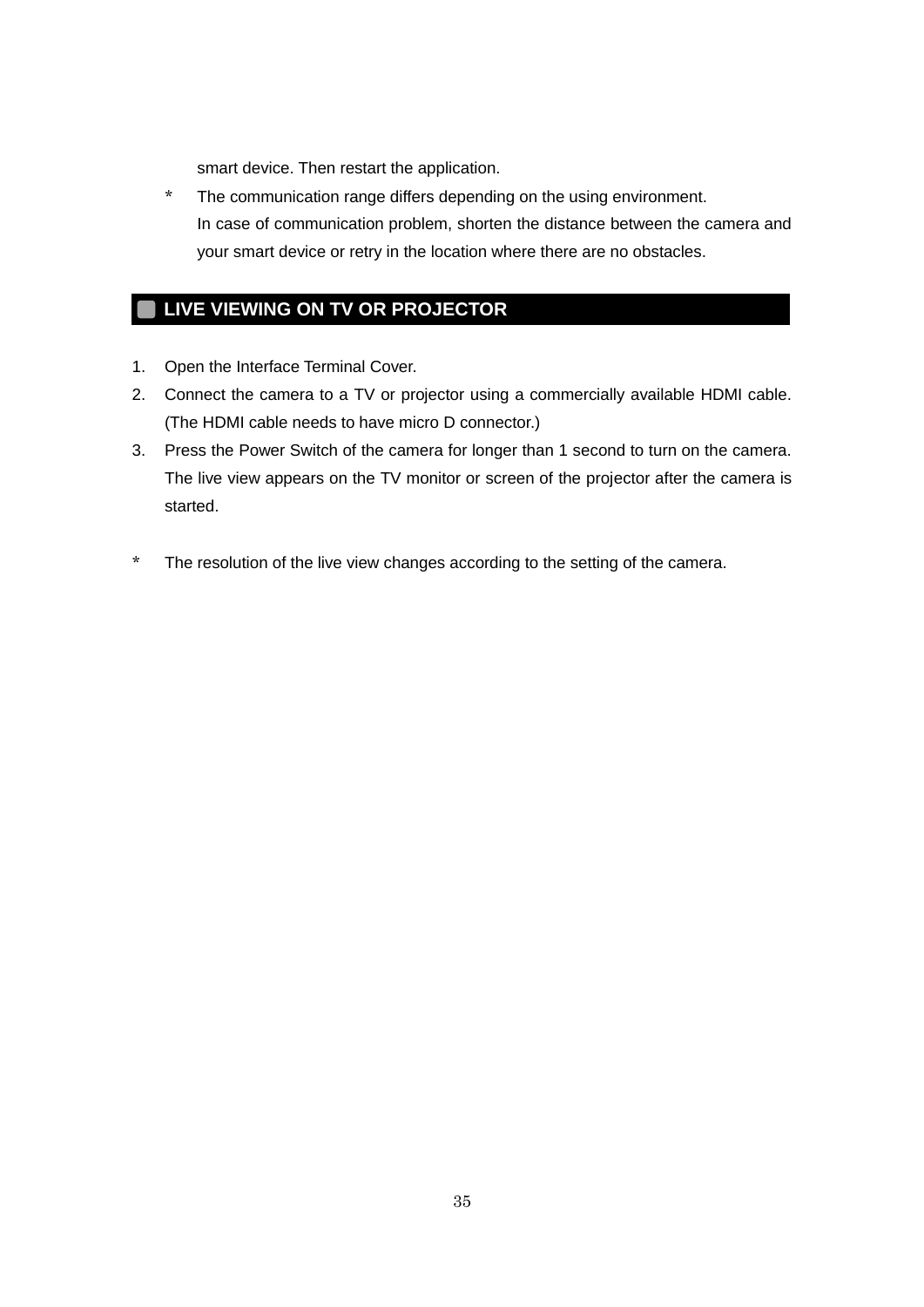smart device. Then restart the application.

* The communication range differs depending on the using environment.
  In case of communication problem, shorten the distance between the camera and your smart device or retry in the location where there are no obstacles.

## LIVE VIEWING ON TV OR PROJECTOR

1. Open the Interface Terminal Cover.
2. Connect the camera to a TV or projector using a commercially available HDMI cable. (The HDMI cable needs to have micro D connector.)
3. Press the Power Switch of the camera for longer than 1 second to turn on the camera. The live view appears on the TV monitor or screen of the projector after the camera is started.

* The resolution of the live view changes according to the setting of the camera.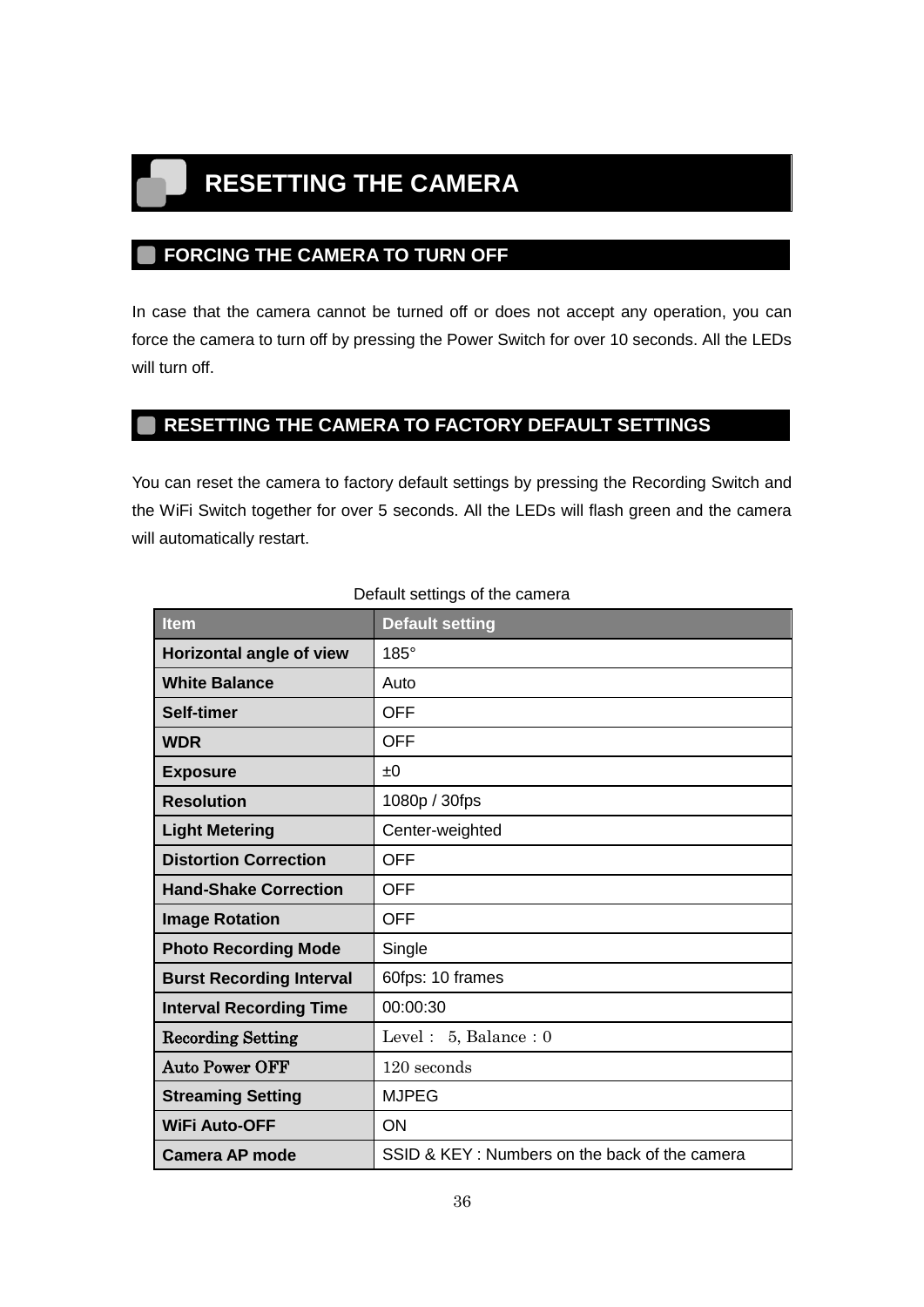# RESETTING THE CAMERA

## FORCING THE CAMERA TO TURN OFF

In case that the camera cannot be turned off or does not accept any operation, you can force the camera to turn off by pressing the Power Switch for over 10 seconds. All the LEDs will turn off.

## RESETTING THE CAMERA TO FACTORY DEFAULT SETTINGS

You can reset the camera to factory default settings by pressing the Recording Switch and the WiFi Switch together for over 5 seconds. All the LEDs will flash green and the camera will automatically restart.

Default settings of the camera

| Item | Default setting |
|---|---|
| **Horizontal angle of view** | 185° |
| **White Balance** | Auto |
| **Self-timer** | OFF |
| **WDR** | OFF |
| **Exposure** | ±0 |
| **Resolution** | 1080p / 30fps |
| **Light Metering** | Center-weighted |
| **Distortion Correction** | OFF |
| **Hand-Shake Correction** | OFF |
| **Image Rotation** | OFF |
| **Photo Recording Mode** | Single |
| **Burst Recording Interval** | 60fps: 10 frames |
| **Interval Recording Time** | 00:00:30 |
| **Recording Setting** | Level :　5, Balance : 0 |
| **Auto Power OFF** | 120 seconds |
| **Streaming Setting** | MJPEG |
| **WiFi Auto-OFF** | ON |
| **Camera AP mode** | SSID & KEY : Numbers on the back of the camera |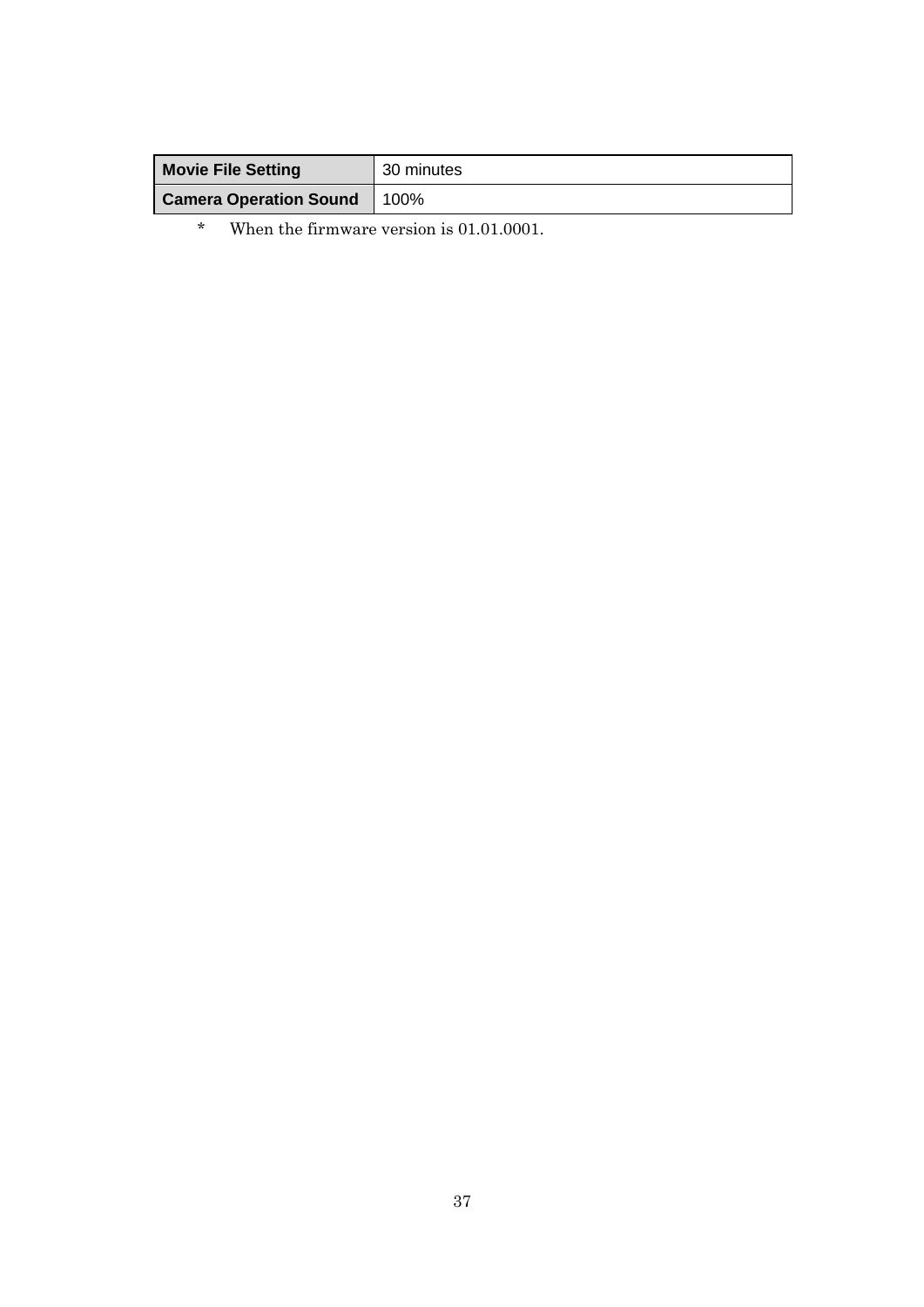| Movie File Setting | 30 minutes |
|---|---|
| Camera Operation Sound | 100% |

\* When the firmware version is 01.01.0001.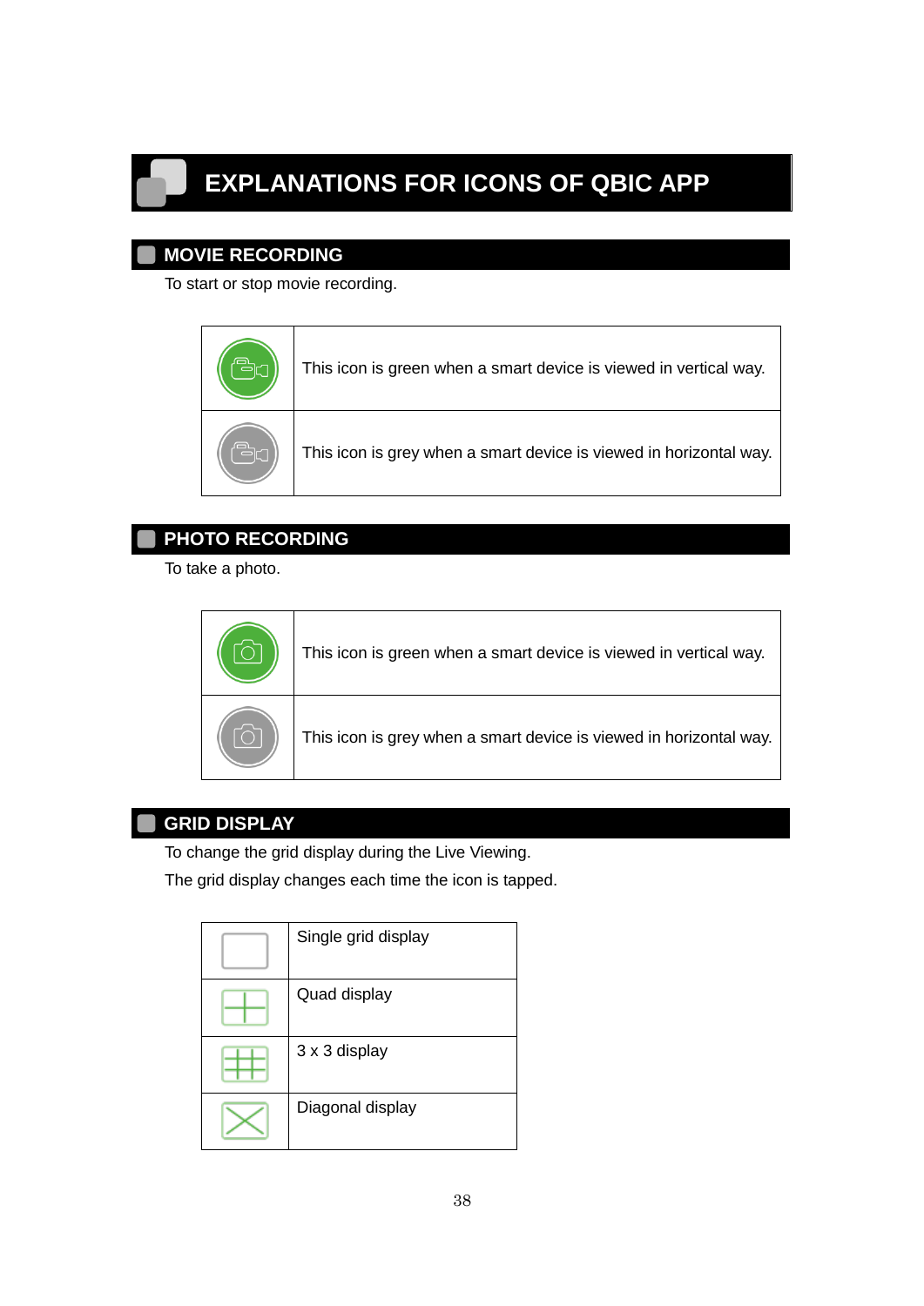# EXPLANATIONS FOR ICONS OF QBIC APP

## MOVIE RECORDING

To start or stop movie recording.

| | |
|---|---|
| | This icon is green when a smart device is viewed in vertical way. |
| | This icon is grey when a smart device is viewed in horizontal way. |

## PHOTO RECORDING

To take a photo.

| | |
|---|---|
| | This icon is green when a smart device is viewed in vertical way. |
| | This icon is grey when a smart device is viewed in horizontal way. |

## GRID DISPLAY

To change the grid display during the Live Viewing.

The grid display changes each time the icon is tapped.

| | |
|---|---|
| | Single grid display |
| | Quad display |
| | 3 x 3 display |
| | Diagonal display |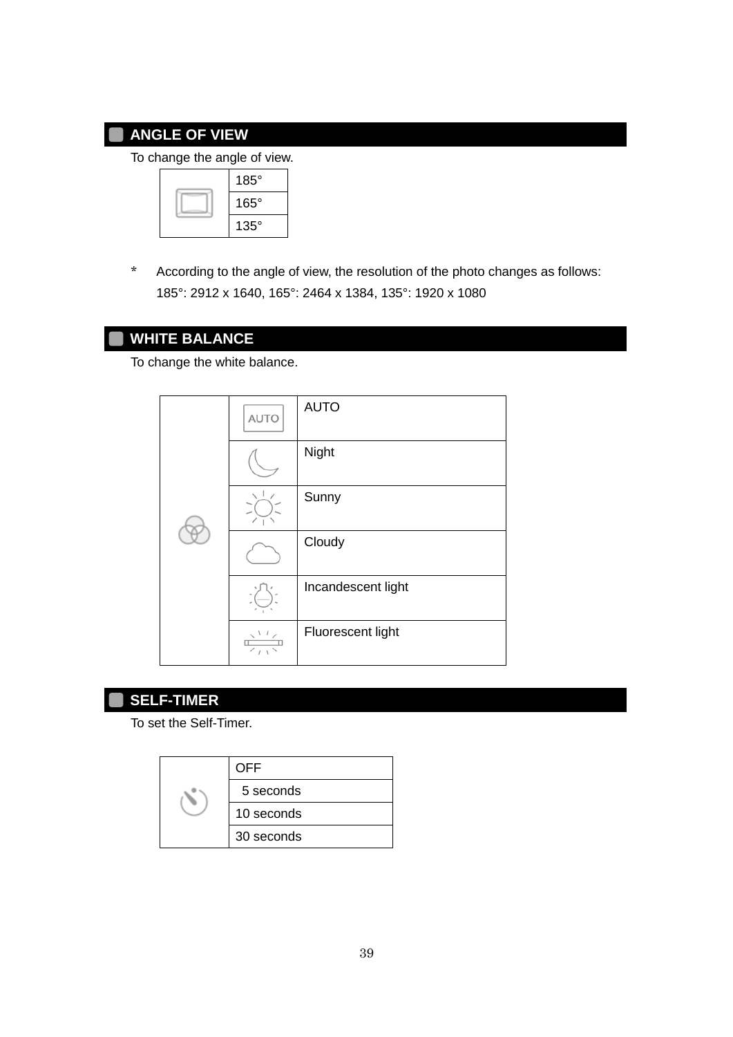## ANGLE OF VIEW

To change the angle of view.

| | |
|---|---|
| | 185° |
| | 165° |
| | 135° |

* According to the angle of view, the resolution of the photo changes as follows: 185°: 2912 x 1640, 165°: 2464 x 1384, 135°: 1920 x 1080

## WHITE BALANCE

To change the white balance.

| | | |
|---|---|---|
| | | AUTO |
| | | Night |
| | | Sunny |
| | | Cloudy |
| | | Incandescent light |
| | | Fluorescent light |

## SELF-TIMER

To set the Self-Timer.

| | |
|---|---|
| | OFF |
| | 5 seconds |
| | 10 seconds |
| | 30 seconds |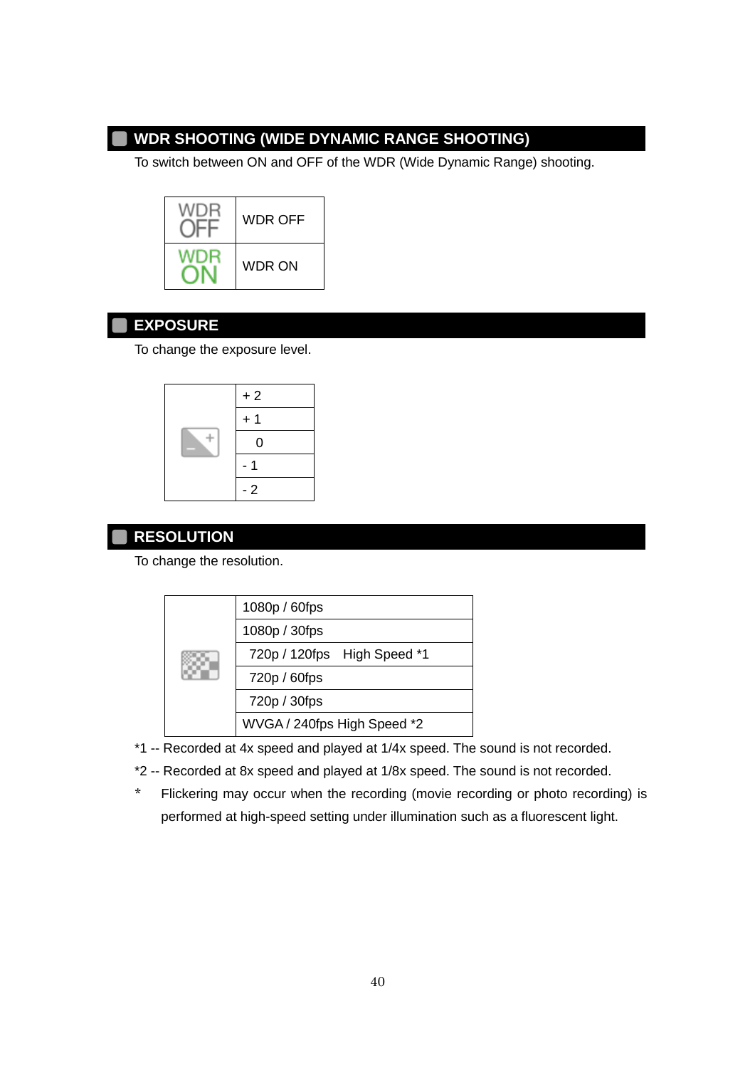## WDR SHOOTING (WIDE DYNAMIC RANGE SHOOTING)

To switch between ON and OFF of the WDR (Wide Dynamic Range) shooting.

| | |
|---|---|
| WDR OFF | WDR OFF |
| WDR ON | WDR ON |

## EXPOSURE

To change the exposure level.

| | |
|---|---|
| | + 2 |
| | + 1 |
| | 0 |
| | - 1 |
| | - 2 |

## RESOLUTION

To change the resolution.

| | |
|---|---|
| | 1080p / 60fps |
| | 1080p / 30fps |
| | 720p / 120fps High Speed *1 |
| | 720p / 60fps |
| | 720p / 30fps |
| | WVGA / 240fps High Speed *2 |

*1 -- Recorded at 4x speed and played at 1/4x speed. The sound is not recorded.

*2 -- Recorded at 8x speed and played at 1/8x speed. The sound is not recorded.

\* Flickering may occur when the recording (movie recording or photo recording) is performed at high-speed setting under illumination such as a fluorescent light.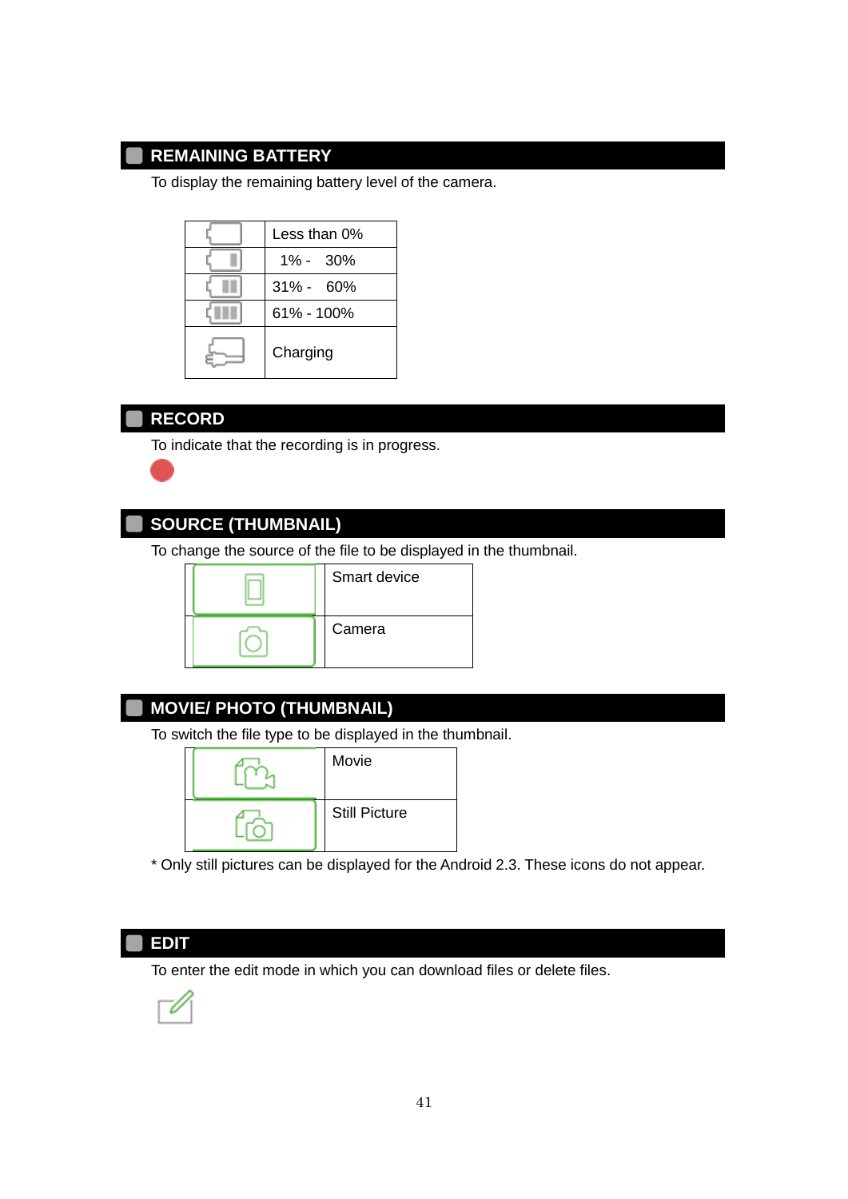## REMAINING BATTERY

To display the remaining battery level of the camera.

| | |
|---|---|
| | Less than 0% |
| | 1% - 30% |
| | 31% - 60% |
| | 61% - 100% |
| | Charging |

## RECORD

To indicate that the recording is in progress.

## SOURCE (THUMBNAIL)

To change the source of the file to be displayed in the thumbnail.

| | |
|---|---|
| | Smart device |
| | Camera |

## MOVIE/ PHOTO (THUMBNAIL)

To switch the file type to be displayed in the thumbnail.

| | |
|---|---|
| | Movie |
| | Still Picture |

* Only still pictures can be displayed for the Android 2.3. These icons do not appear.

## EDIT

To enter the edit mode in which you can download files or delete files.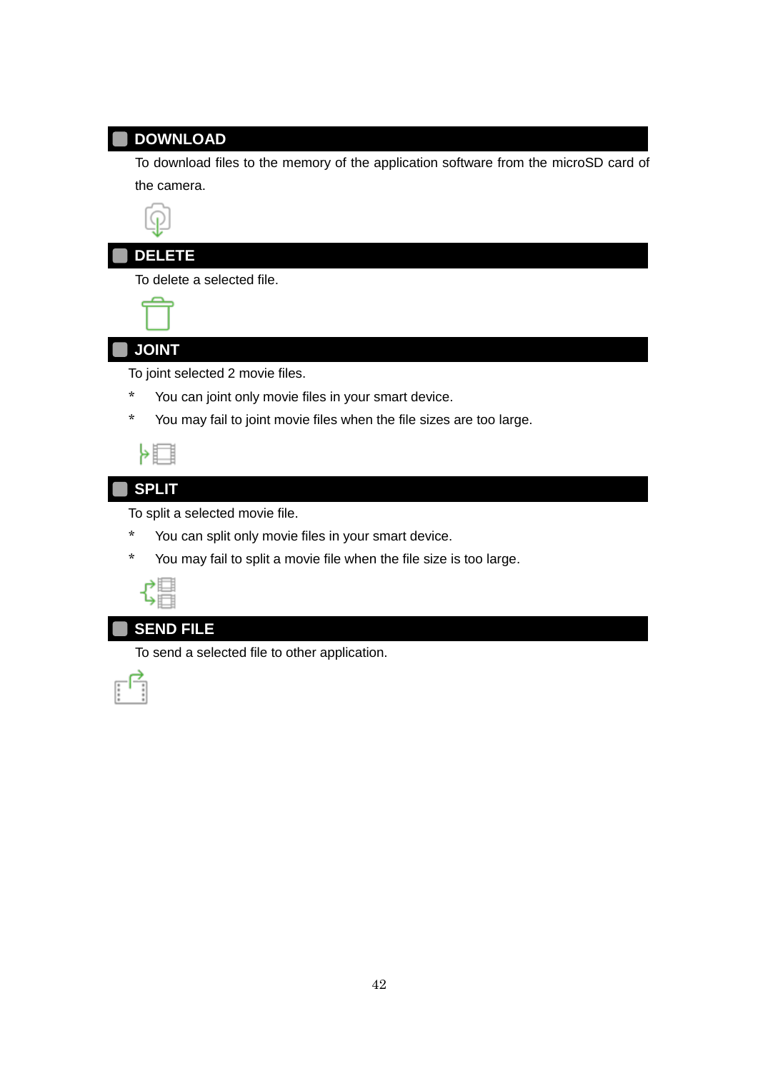## DOWNLOAD

To download files to the memory of the application software from the microSD card of the camera.

## DELETE

To delete a selected file.

## JOINT

To joint selected 2 movie files.

- \* You can joint only movie files in your smart device.
- \* You may fail to joint movie files when the file sizes are too large.

## SPLIT

To split a selected movie file.

- \* You can split only movie files in your smart device.
- \* You may fail to split a movie file when the file size is too large.

## SEND FILE

To send a selected file to other application.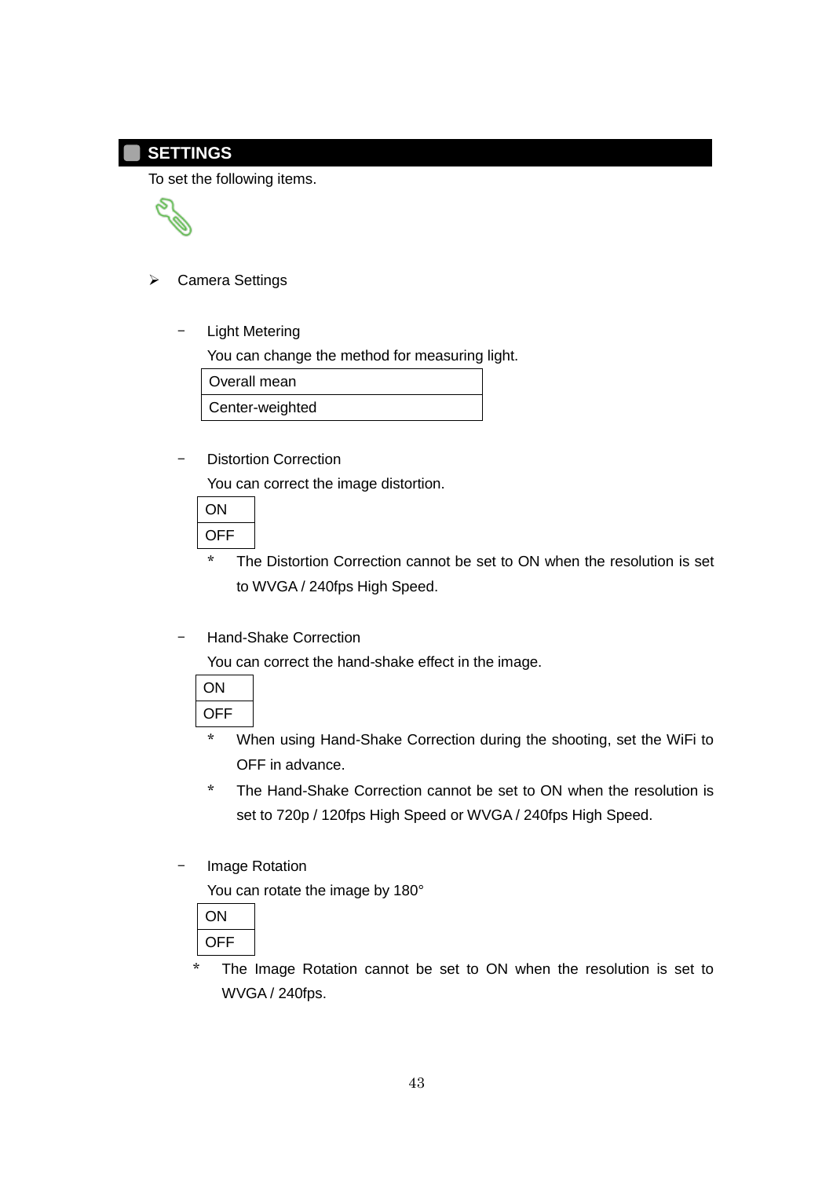## SETTINGS

To set the following items.

- Camera Settings

  - Light Metering

    You can change the method for measuring light.

    | Overall mean |
    |---|
    | Center-weighted |

  - Distortion Correction

    You can correct the image distortion.

    | ON |
    |---|
    | OFF |

    * The Distortion Correction cannot be set to ON when the resolution is set to WVGA / 240fps High Speed.

  - Hand-Shake Correction

    You can correct the hand-shake effect in the image.

    | ON |
    |---|
    | OFF |

    * When using Hand-Shake Correction during the shooting, set the WiFi to OFF in advance.
    * The Hand-Shake Correction cannot be set to ON when the resolution is set to 720p / 120fps High Speed or WVGA / 240fps High Speed.

  - Image Rotation

    You can rotate the image by 180°

    | ON |
    |---|
    | OFF |

    * The Image Rotation cannot be set to ON when the resolution is set to WVGA / 240fps.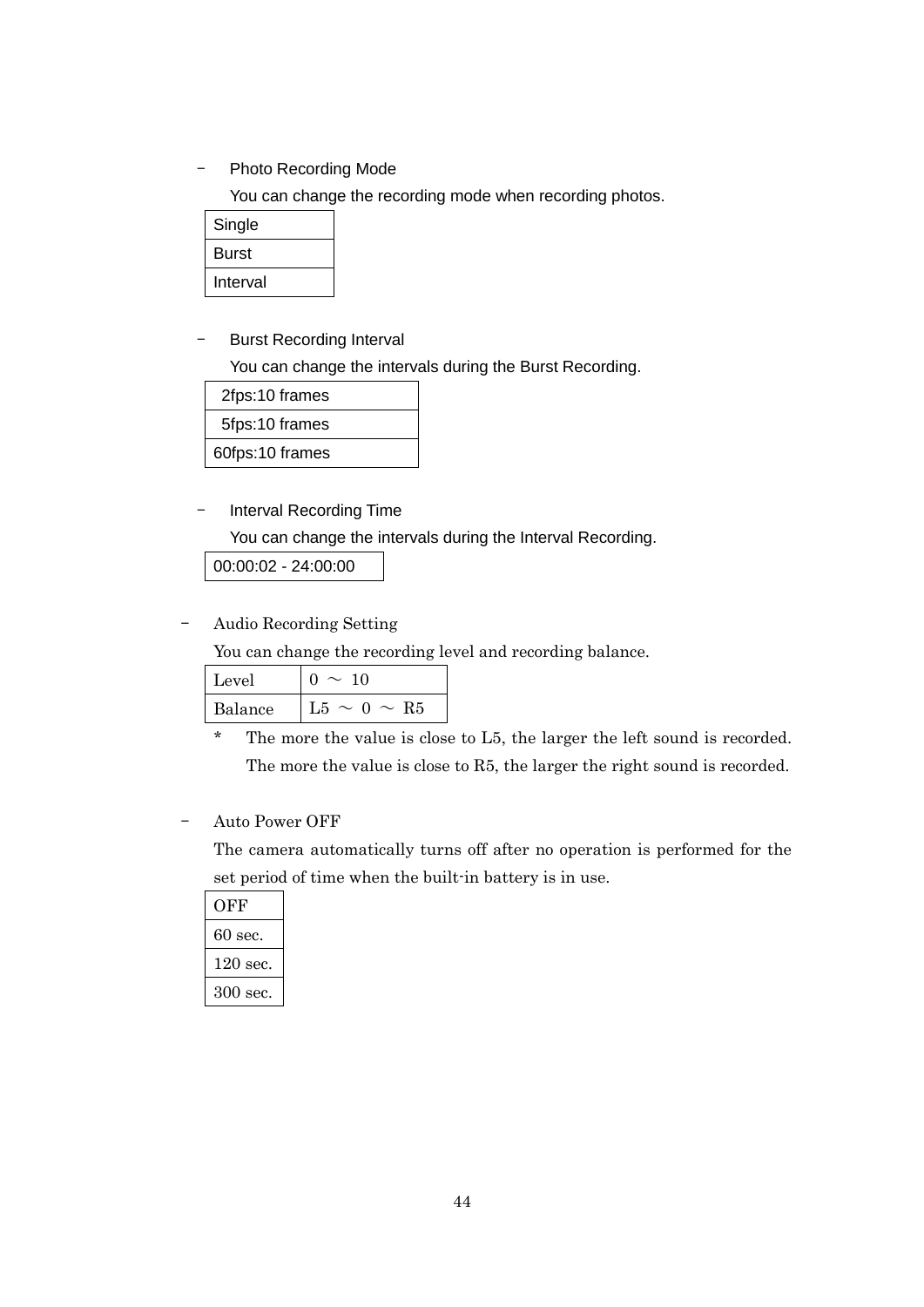- Photo Recording Mode

  You can change the recording mode when recording photos.

| Single |
| --- |
| Burst |
| Interval |

- Burst Recording Interval

  You can change the intervals during the Burst Recording.

| 2fps:10 frames |
| --- |
| 5fps:10 frames |
| 60fps:10 frames |

- Interval Recording Time

  You can change the intervals during the Interval Recording.

| 00:00:02 - 24:00:00 |
| --- |

- Audio Recording Setting

  You can change the recording level and recording balance.

| Level | 0 ～ 10 |
| --- | --- |
| Balance | L5 ～ 0 ～ R5 |

  * The more the value is close to L5, the larger the left sound is recorded. The more the value is close to R5, the larger the right sound is recorded.

- Auto Power OFF

  The camera automatically turns off after no operation is performed for the set period of time when the built-in battery is in use.

| OFF |
| --- |
| 60 sec. |
| 120 sec. |
| 300 sec. |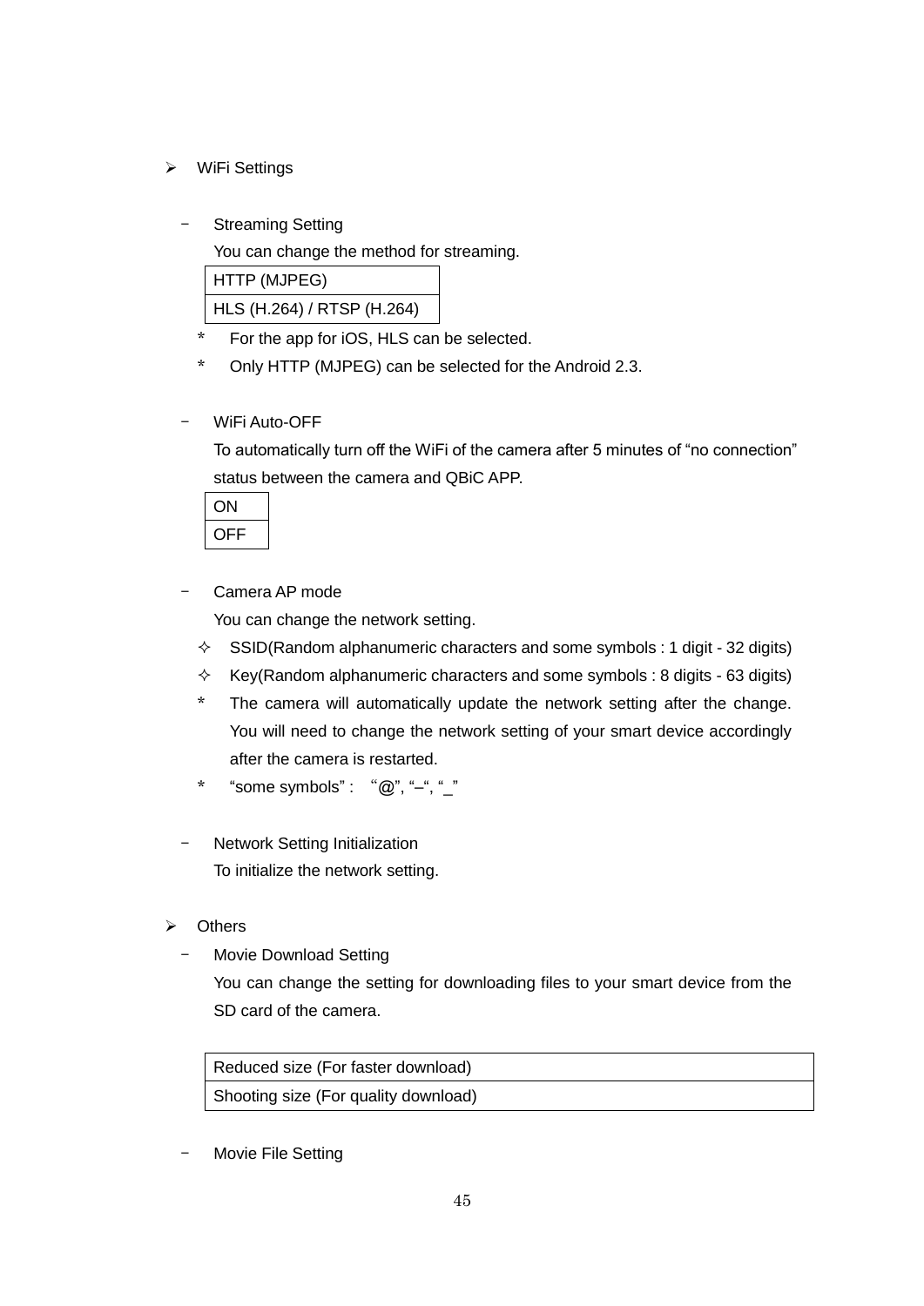- WiFi Settings

  - Streaming Setting

    You can change the method for streaming.

    | HTTP (MJPEG) |
    |---|
    | HLS (H.264) / RTSP (H.264) |

    * For the app for iOS, HLS can be selected.
    * Only HTTP (MJPEG) can be selected for the Android 2.3.

  - WiFi Auto-OFF

    To automatically turn off the WiFi of the camera after 5 minutes of “no connection” status between the camera and QBiC APP.

    | ON |
    |---|
    | OFF |

  - Camera AP mode

    You can change the network setting.

    - ✧ SSID(Random alphanumeric characters and some symbols : 1 digit - 32 digits)
    - ✧ Key(Random alphanumeric characters and some symbols : 8 digits - 63 digits)

    * The camera will automatically update the network setting after the change. You will need to change the network setting of your smart device accordingly after the camera is restarted.
    * “some symbols” : “@”, “–“, “_”

  - Network Setting Initialization

    To initialize the network setting.

- Others

  - Movie Download Setting

    You can change the setting for downloading files to your smart device from the SD card of the camera.

    | Reduced size (For faster download) |
    |---|
    | Shooting size (For quality download) |

  - Movie File Setting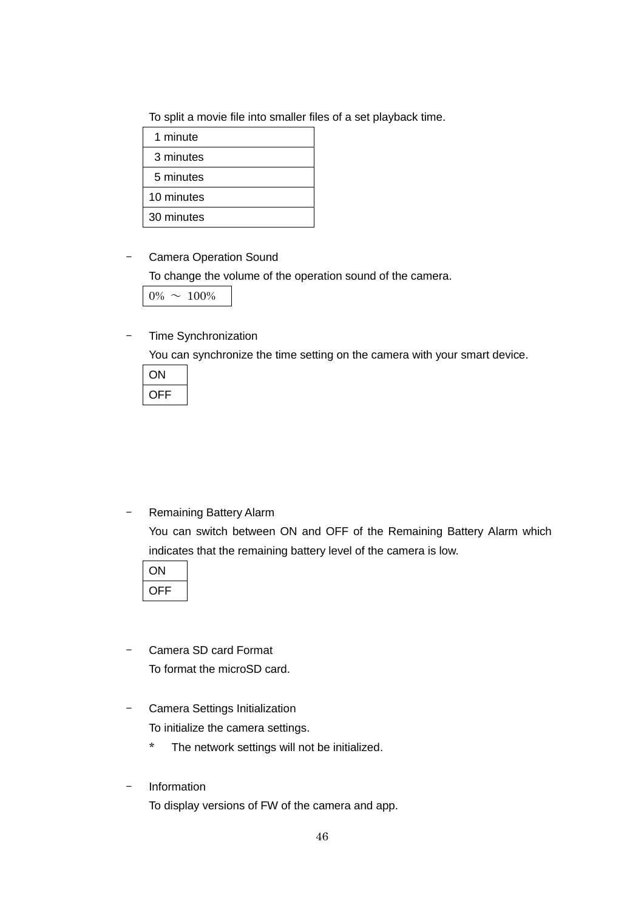To split a movie file into smaller files of a set playback time.

| 1 minute |
|---|
| 3 minutes |
| 5 minutes |
| 10 minutes |
| 30 minutes |

- Camera Operation Sound

  To change the volume of the operation sound of the camera.

| 0% ～ 100% |
|---|

- Time Synchronization

  You can synchronize the time setting on the camera with your smart device.

| ON |
|---|
| OFF |

- Remaining Battery Alarm

  You can switch between ON and OFF of the Remaining Battery Alarm which indicates that the remaining battery level of the camera is low.

| ON |
|---|
| OFF |

- Camera SD card Format

  To format the microSD card.

- Camera Settings Initialization

  To initialize the camera settings.

  * The network settings will not be initialized.

- Information

  To display versions of FW of the camera and app.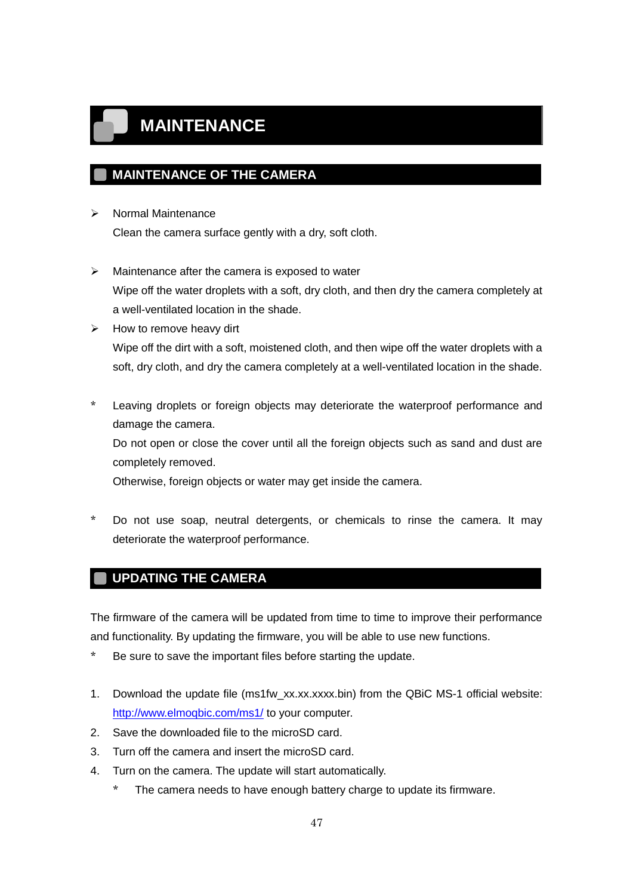# MAINTENANCE

## MAINTENANCE OF THE CAMERA

- Normal Maintenance
  Clean the camera surface gently with a dry, soft cloth.

- Maintenance after the camera is exposed to water
  Wipe off the water droplets with a soft, dry cloth, and then dry the camera completely at a well-ventilated location in the shade.
- How to remove heavy dirt
  Wipe off the dirt with a soft, moistened cloth, and then wipe off the water droplets with a soft, dry cloth, and dry the camera completely at a well-ventilated location in the shade.

\* Leaving droplets or foreign objects may deteriorate the waterproof performance and damage the camera.
  Do not open or close the cover until all the foreign objects such as sand and dust are completely removed.
  Otherwise, foreign objects or water may get inside the camera.

\* Do not use soap, neutral detergents, or chemicals to rinse the camera. It may deteriorate the waterproof performance.

## UPDATING THE CAMERA

The firmware of the camera will be updated from time to time to improve their performance and functionality. By updating the firmware, you will be able to use new functions.

\* Be sure to save the important files before starting the update.

1. Download the update file (ms1fw_xx.xx.xxxx.bin) from the QBiC MS-1 official website: [http://www.elmoqbic.com/ms1/](http://www.elmoqbic.com/ms1/) to your computer.
2. Save the downloaded file to the microSD card.
3. Turn off the camera and insert the microSD card.
4. Turn on the camera. The update will start automatically.
   \* The camera needs to have enough battery charge to update its firmware.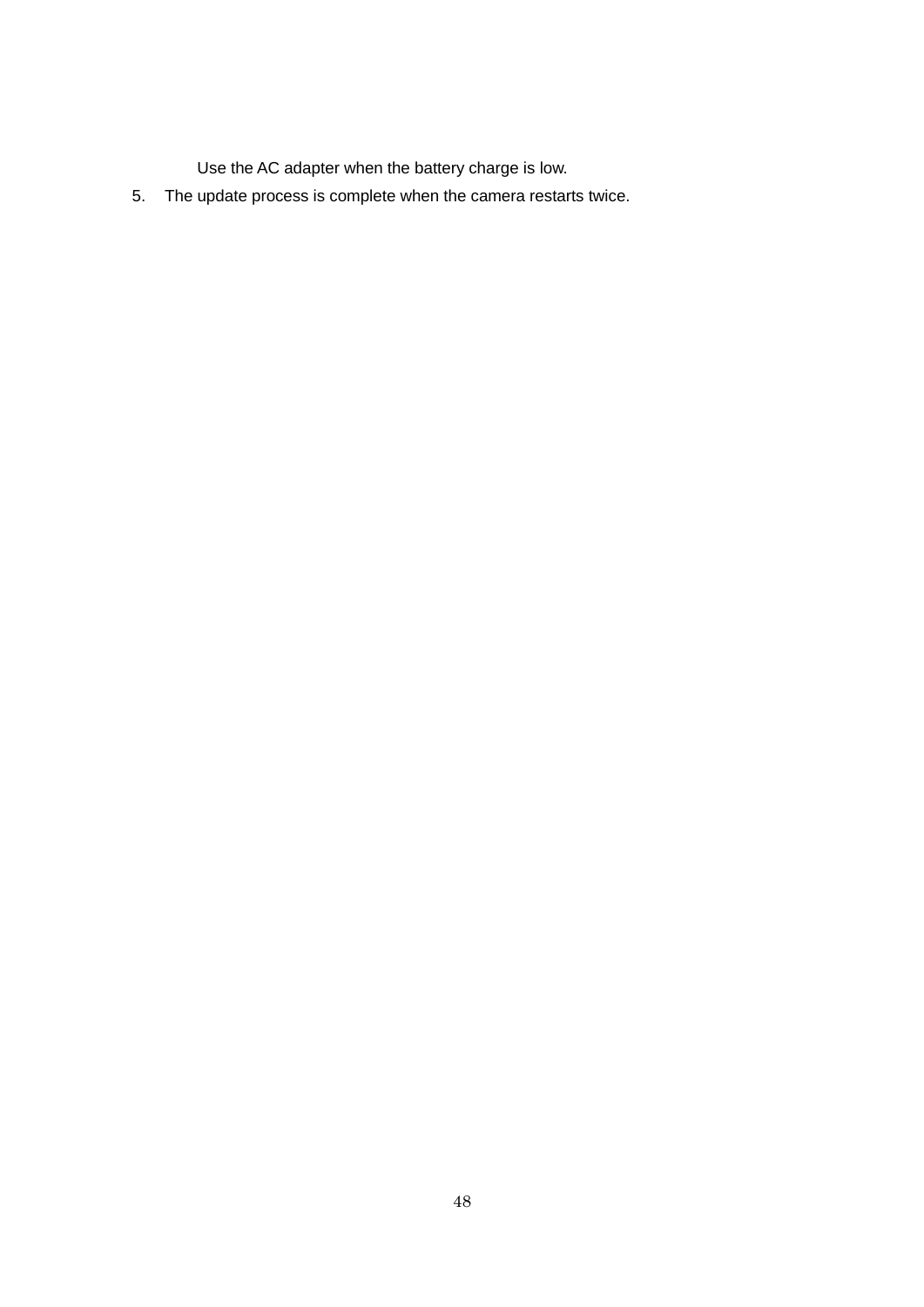Use the AC adapter when the battery charge is low.

5. The update process is complete when the camera restarts twice.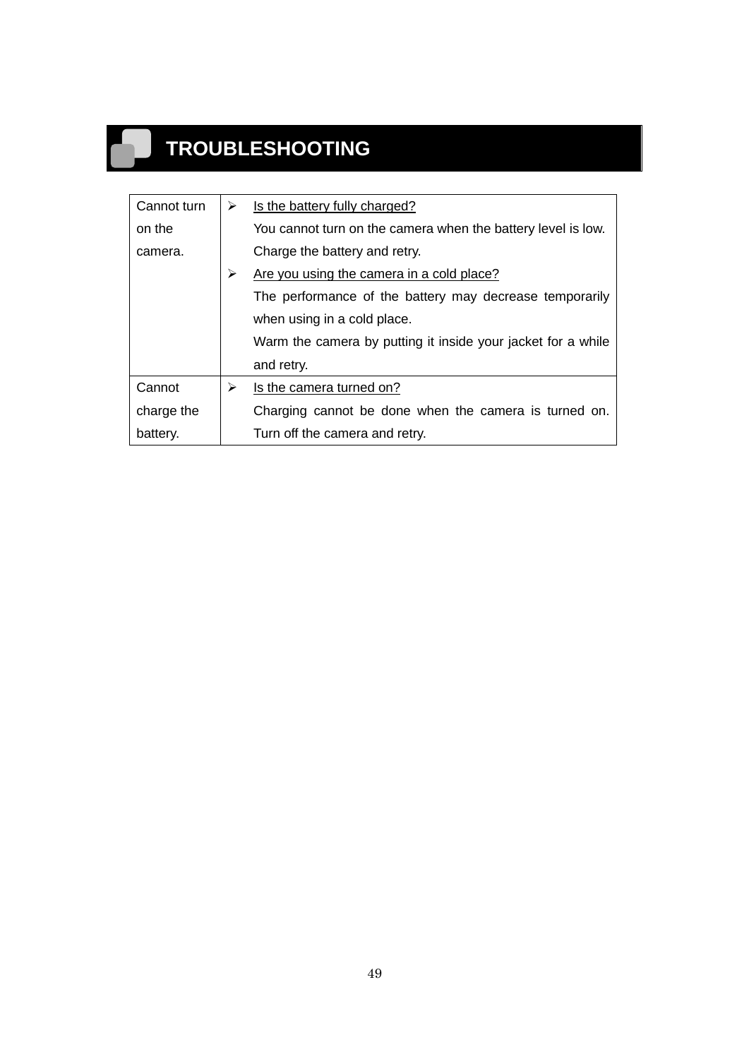# TROUBLESHOOTING

| Problem | Check / Solution |
|---|---|
| Cannot turn on the camera. | ➢ Is the battery fully charged?<br>You cannot turn on the camera when the battery level is low. Charge the battery and retry.<br>➢ Are you using the camera in a cold place?<br>The performance of the battery may decrease temporarily when using in a cold place.<br>Warm the camera by putting it inside your jacket for a while and retry. |
| Cannot charge the battery. | ➢ Is the camera turned on?<br>Charging cannot be done when the camera is turned on. Turn off the camera and retry. |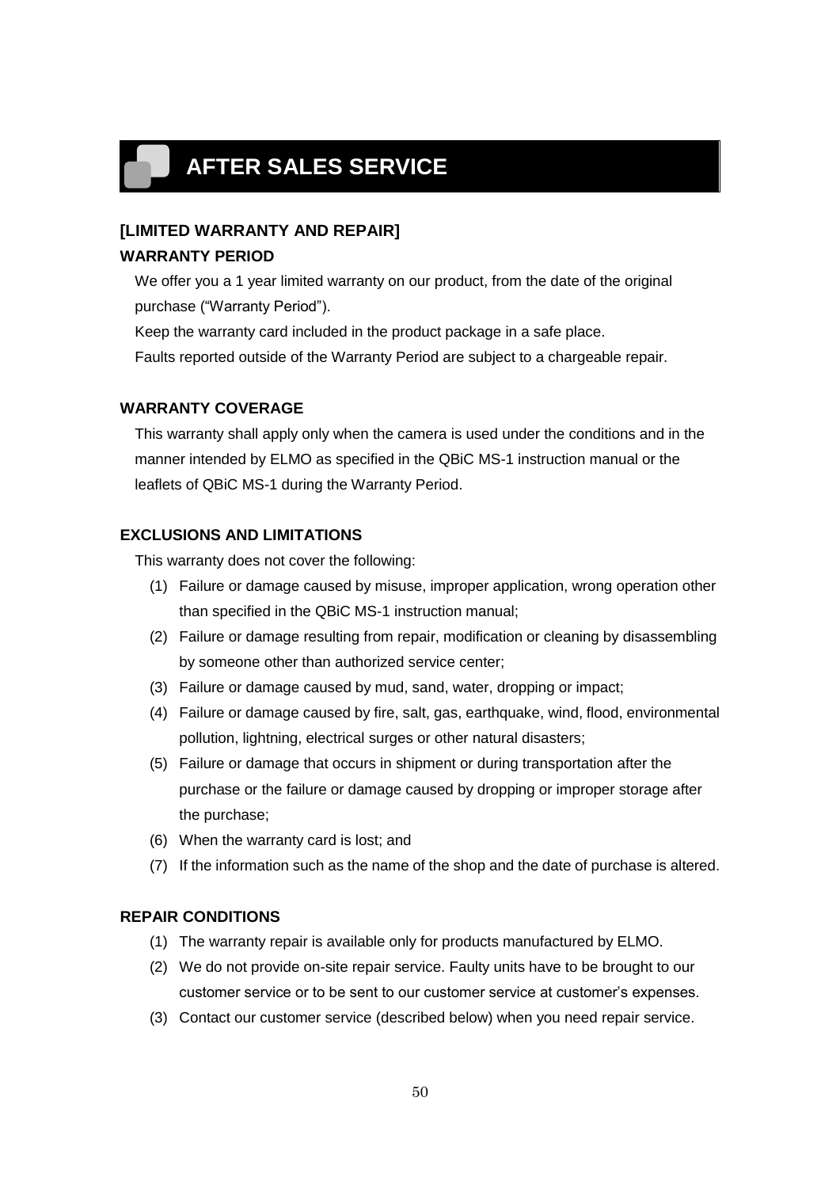# AFTER SALES SERVICE

## [LIMITED WARRANTY AND REPAIR]

### WARRANTY PERIOD

We offer you a 1 year limited warranty on our product, from the date of the original purchase ("Warranty Period").

Keep the warranty card included in the product package in a safe place.

Faults reported outside of the Warranty Period are subject to a chargeable repair.

### WARRANTY COVERAGE

This warranty shall apply only when the camera is used under the conditions and in the manner intended by ELMO as specified in the QBiC MS-1 instruction manual or the leaflets of QBiC MS-1 during the Warranty Period.

### EXCLUSIONS AND LIMITATIONS

This warranty does not cover the following:

(1) Failure or damage caused by misuse, improper application, wrong operation other than specified in the QBiC MS-1 instruction manual;

(2) Failure or damage resulting from repair, modification or cleaning by disassembling by someone other than authorized service center;

(3) Failure or damage caused by mud, sand, water, dropping or impact;

(4) Failure or damage caused by fire, salt, gas, earthquake, wind, flood, environmental pollution, lightning, electrical surges or other natural disasters;

(5) Failure or damage that occurs in shipment or during transportation after the purchase or the failure or damage caused by dropping or improper storage after the purchase;

(6) When the warranty card is lost; and

(7) If the information such as the name of the shop and the date of purchase is altered.

### REPAIR CONDITIONS

(1) The warranty repair is available only for products manufactured by ELMO.

(2) We do not provide on-site repair service. Faulty units have to be brought to our customer service or to be sent to our customer service at customer's expenses.

(3) Contact our customer service (described below) when you need repair service.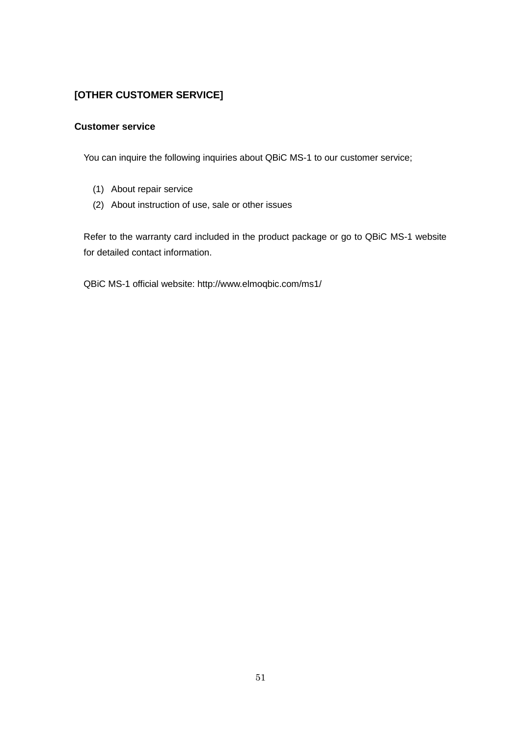## [OTHER CUSTOMER SERVICE]

### Customer service

You can inquire the following inquiries about QBiC MS-1 to our customer service;

(1) About repair service
(2) About instruction of use, sale or other issues

Refer to the warranty card included in the product package or go to QBiC MS-1 website for detailed contact information.

QBiC MS-1 official website: http://www.elmoqbic.com/ms1/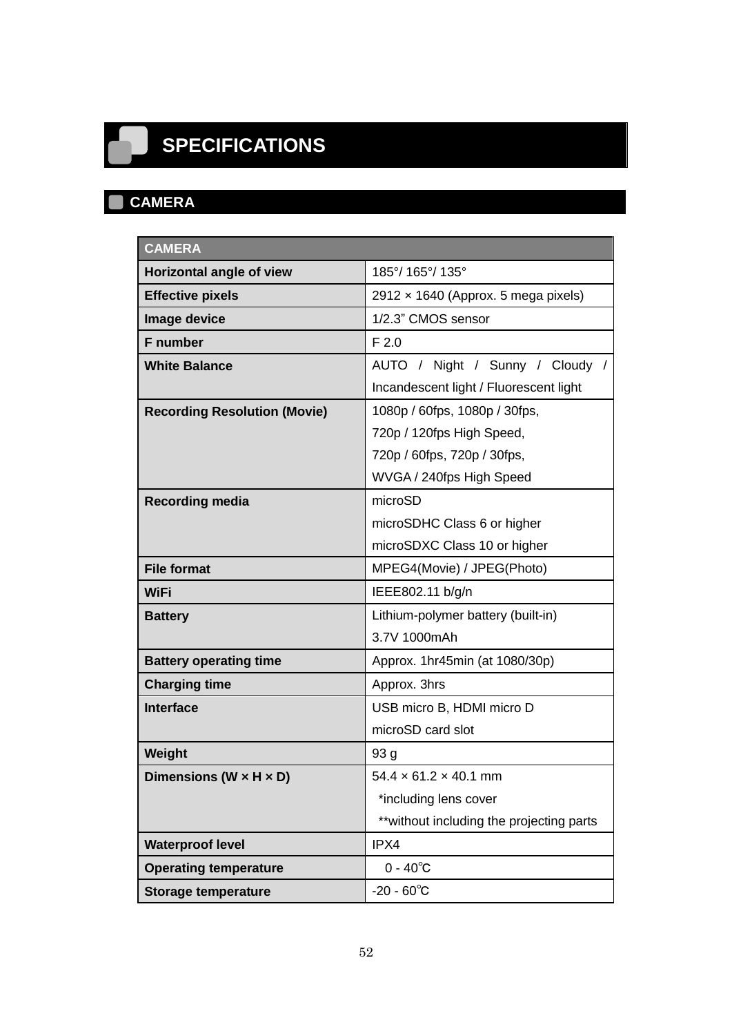# SPECIFICATIONS

## CAMERA

| CAMERA | |
|---|---|
| **Horizontal angle of view** | 185°/ 165°/ 135° |
| **Effective pixels** | 2912 × 1640 (Approx. 5 mega pixels) |
| **Image device** | 1/2.3" CMOS sensor |
| **F number** | F 2.0 |
| **White Balance** | AUTO / Night / Sunny / Cloudy / Incandescent light / Fluorescent light |
| **Recording Resolution (Movie)** | 1080p / 60fps, 1080p / 30fps,<br>720p / 120fps High Speed,<br>720p / 60fps, 720p / 30fps,<br>WVGA / 240fps High Speed |
| **Recording media** | microSD<br>microSDHC Class 6 or higher<br>microSDXC Class 10 or higher |
| **File format** | MPEG4(Movie) / JPEG(Photo) |
| **WiFi** | IEEE802.11 b/g/n |
| **Battery** | Lithium-polymer battery (built-in)<br>3.7V 1000mAh |
| **Battery operating time** | Approx. 1hr45min (at 1080/30p) |
| **Charging time** | Approx. 3hrs |
| **Interface** | USB micro B, HDMI micro D<br>microSD card slot |
| **Weight** | 93 g |
| **Dimensions (W × H × D)** | 54.4 × 61.2 × 40.1 mm<br>*including lens cover<br>**without including the projecting parts |
| **Waterproof level** | IPX4 |
| **Operating temperature** | 0 - 40℃ |
| **Storage temperature** | -20 - 60℃ |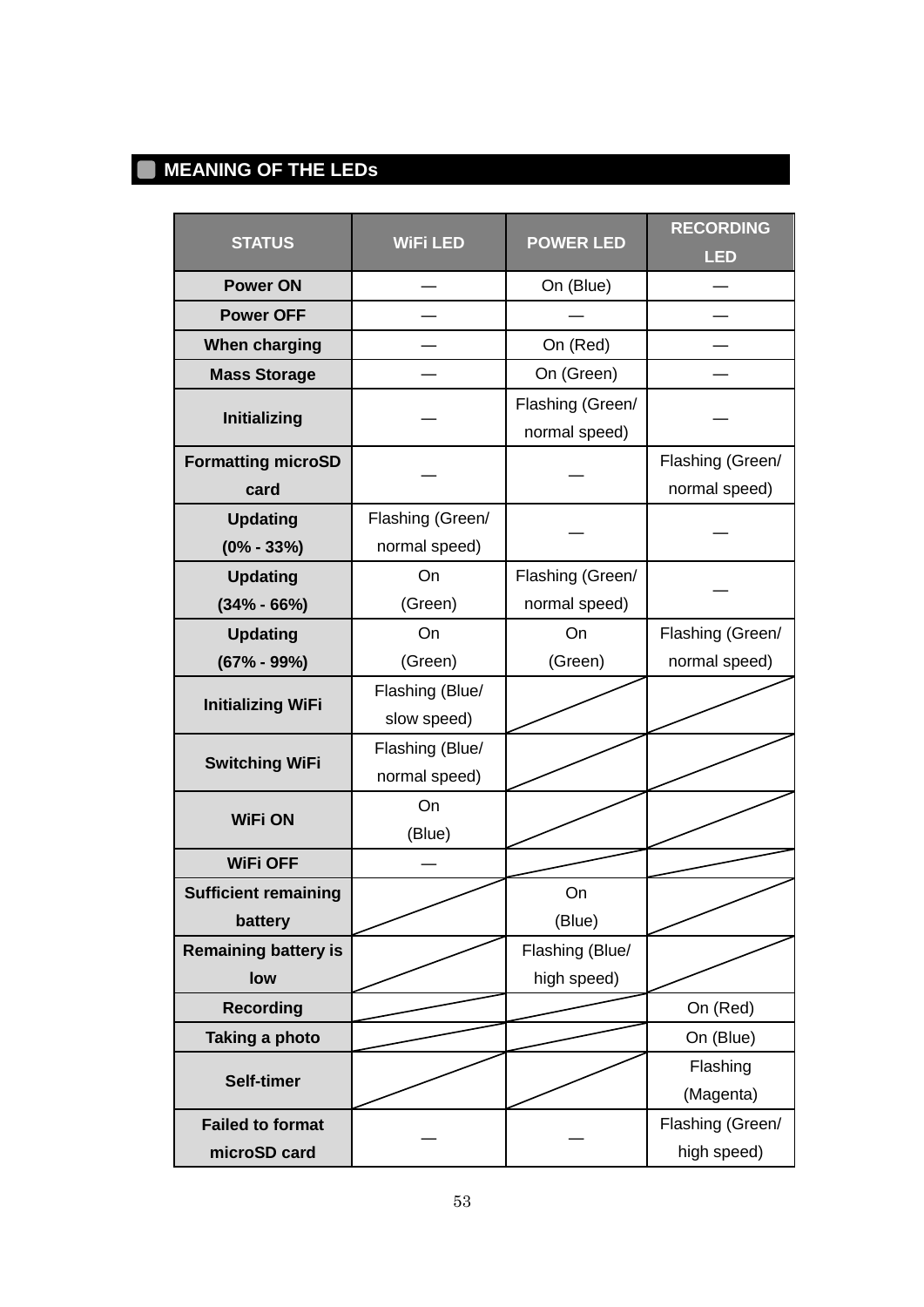## MEANING OF THE LEDs

| STATUS | WiFi LED | POWER LED | RECORDING LED |
|---|---|---|---|
| **Power ON** | — | On (Blue) | — |
| **Power OFF** | — | — | — |
| **When charging** | — | On (Red) | — |
| **Mass Storage** | — | On (Green) | — |
| **Initializing** | — | Flashing (Green/ normal speed) | — |
| **Formatting microSD card** | — | — | Flashing (Green/ normal speed) |
| **Updating (0% - 33%)** | Flashing (Green/ normal speed) | — | — |
| **Updating (34% - 66%)** | On (Green) | Flashing (Green/ normal speed) | — |
| **Updating (67% - 99%)** | On (Green) | On (Green) | Flashing (Green/ normal speed) |
| **Initializing WiFi** | Flashing (Blue/ slow speed) | | |
| **Switching WiFi** | Flashing (Blue/ normal speed) | | |
| **WiFi ON** | On (Blue) | | |
| **WiFi OFF** | — | | |
| **Sufficient remaining battery** | | On (Blue) | |
| **Remaining battery is low** | | Flashing (Blue/ high speed) | |
| **Recording** | | | On (Red) |
| **Taking a photo** | | | On (Blue) |
| **Self-timer** | | | Flashing (Magenta) |
| **Failed to format microSD card** | — | — | Flashing (Green/ high speed) |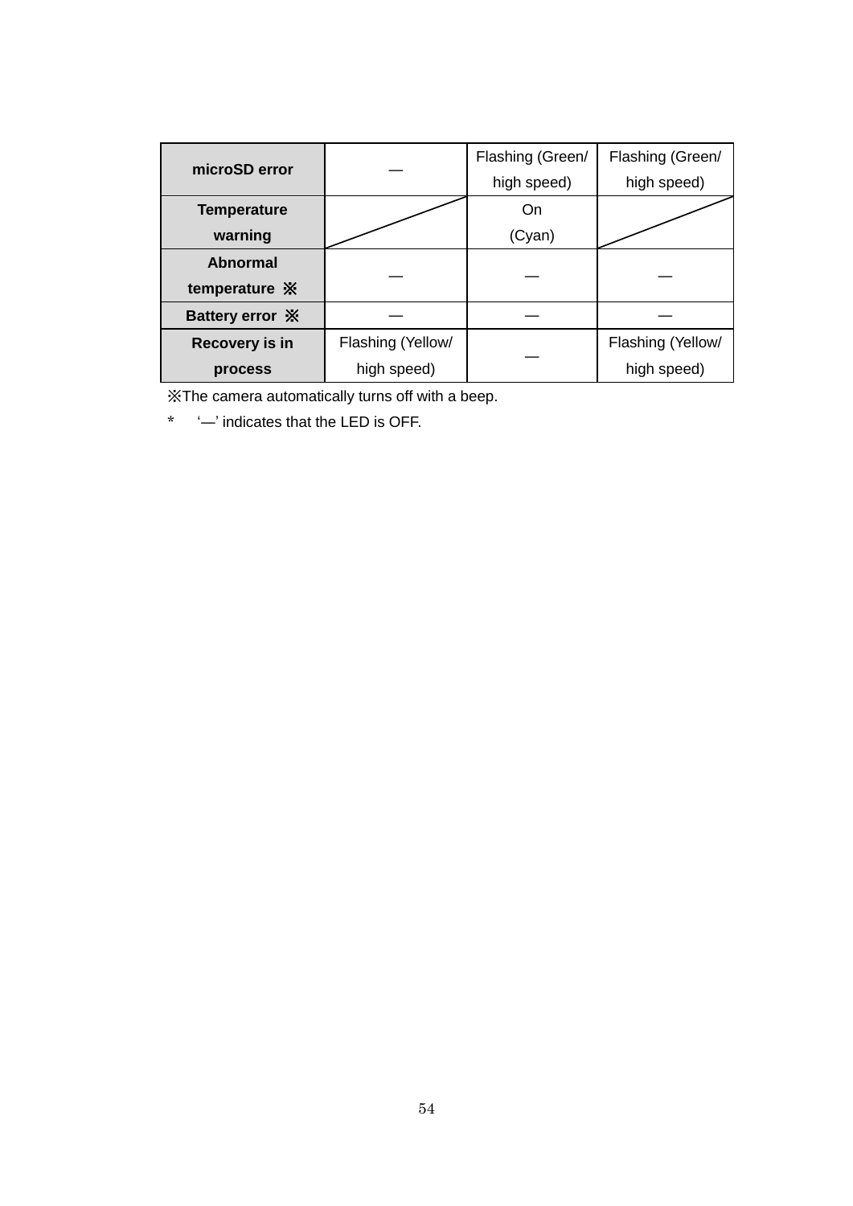| microSD error | — | Flashing (Green/ high speed) | Flashing (Green/ high speed) |
|---|---|---|---|
| Temperature warning | | On (Cyan) | |
| Abnormal temperature ※ | — | — | — |
| Battery error ※ | — | — | — |
| Recovery is in process | Flashing (Yellow/ high speed) | — | Flashing (Yellow/ high speed) |

※The camera automatically turns off with a beep.

* ‘—’ indicates that the LED is OFF.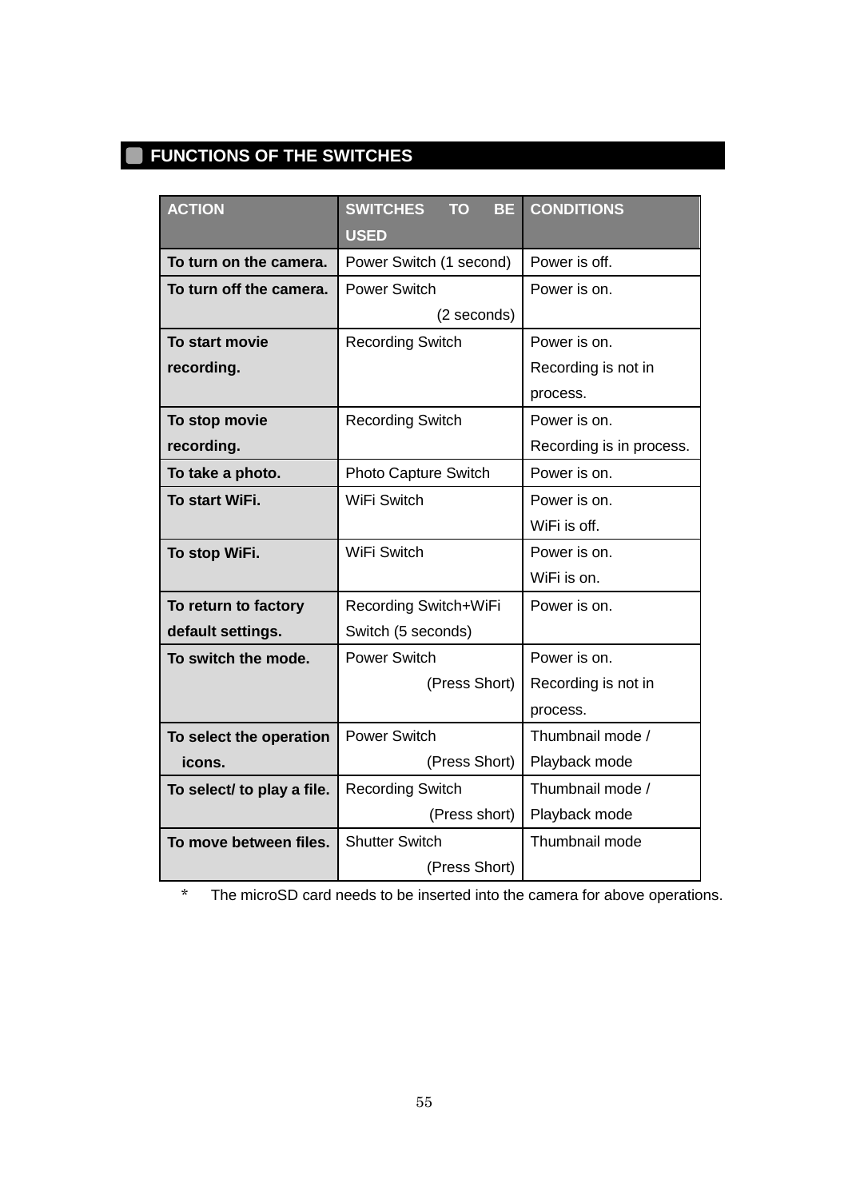## FUNCTIONS OF THE SWITCHES

| ACTION | SWITCHES TO BE USED | CONDITIONS |
|---|---|---|
| **To turn on the camera.** | Power Switch (1 second) | Power is off. |
| **To turn off the camera.** | Power Switch (2 seconds) | Power is on. |
| **To start movie recording.** | Recording Switch | Power is on. Recording is not in process. |
| **To stop movie recording.** | Recording Switch | Power is on. Recording is in process. |
| **To take a photo.** | Photo Capture Switch | Power is on. |
| **To start WiFi.** | WiFi Switch | Power is on. WiFi is off. |
| **To stop WiFi.** | WiFi Switch | Power is on. WiFi is on. |
| **To return to factory default settings.** | Recording Switch+WiFi Switch (5 seconds) | Power is on. |
| **To switch the mode.** | Power Switch (Press Short) | Power is on. Recording is not in process. |
| **To select the operation icons.** | Power Switch (Press Short) | Thumbnail mode / Playback mode |
| **To select/ to play a file.** | Recording Switch (Press short) | Thumbnail mode / Playback mode |
| **To move between files.** | Shutter Switch (Press Short) | Thumbnail mode |

\* The microSD card needs to be inserted into the camera for above operations.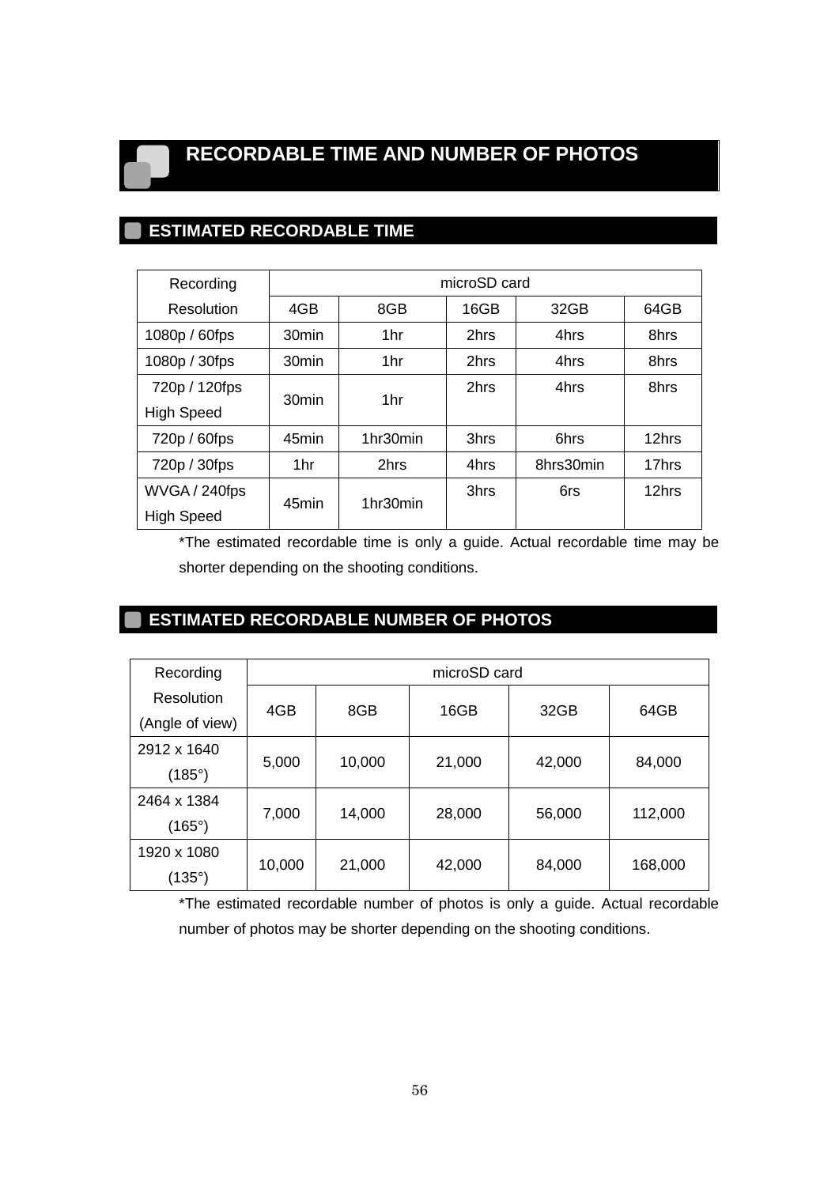# RECORDABLE TIME AND NUMBER OF PHOTOS

## ESTIMATED RECORDABLE TIME

| Recording Resolution | microSD card | | | | |
|---|---|---|---|---|---|
| | 4GB | 8GB | 16GB | 32GB | 64GB |
| 1080p / 60fps | 30min | 1hr | 2hrs | 4hrs | 8hrs |
| 1080p / 30fps | 30min | 1hr | 2hrs | 4hrs | 8hrs |
| 720p / 120fps High Speed | 30min | 1hr | 2hrs | 4hrs | 8hrs |
| 720p / 60fps | 45min | 1hr30min | 3hrs | 6hrs | 12hrs |
| 720p / 30fps | 1hr | 2hrs | 4hrs | 8hrs30min | 17hrs |
| WVGA / 240fps High Speed | 45min | 1hr30min | 3hrs | 6rs | 12hrs |

*The estimated recordable time is only a guide. Actual recordable time may be shorter depending on the shooting conditions.

## ESTIMATED RECORDABLE NUMBER OF PHOTOS

| Recording Resolution (Angle of view) | microSD card | | | | |
|---|---|---|---|---|---|
| | 4GB | 8GB | 16GB | 32GB | 64GB |
| 2912 x 1640 (185°) | 5,000 | 10,000 | 21,000 | 42,000 | 84,000 |
| 2464 x 1384 (165°) | 7,000 | 14,000 | 28,000 | 56,000 | 112,000 |
| 1920 x 1080 (135°) | 10,000 | 21,000 | 42,000 | 84,000 | 168,000 |

*The estimated recordable number of photos is only a guide. Actual recordable number of photos may be shorter depending on the shooting conditions.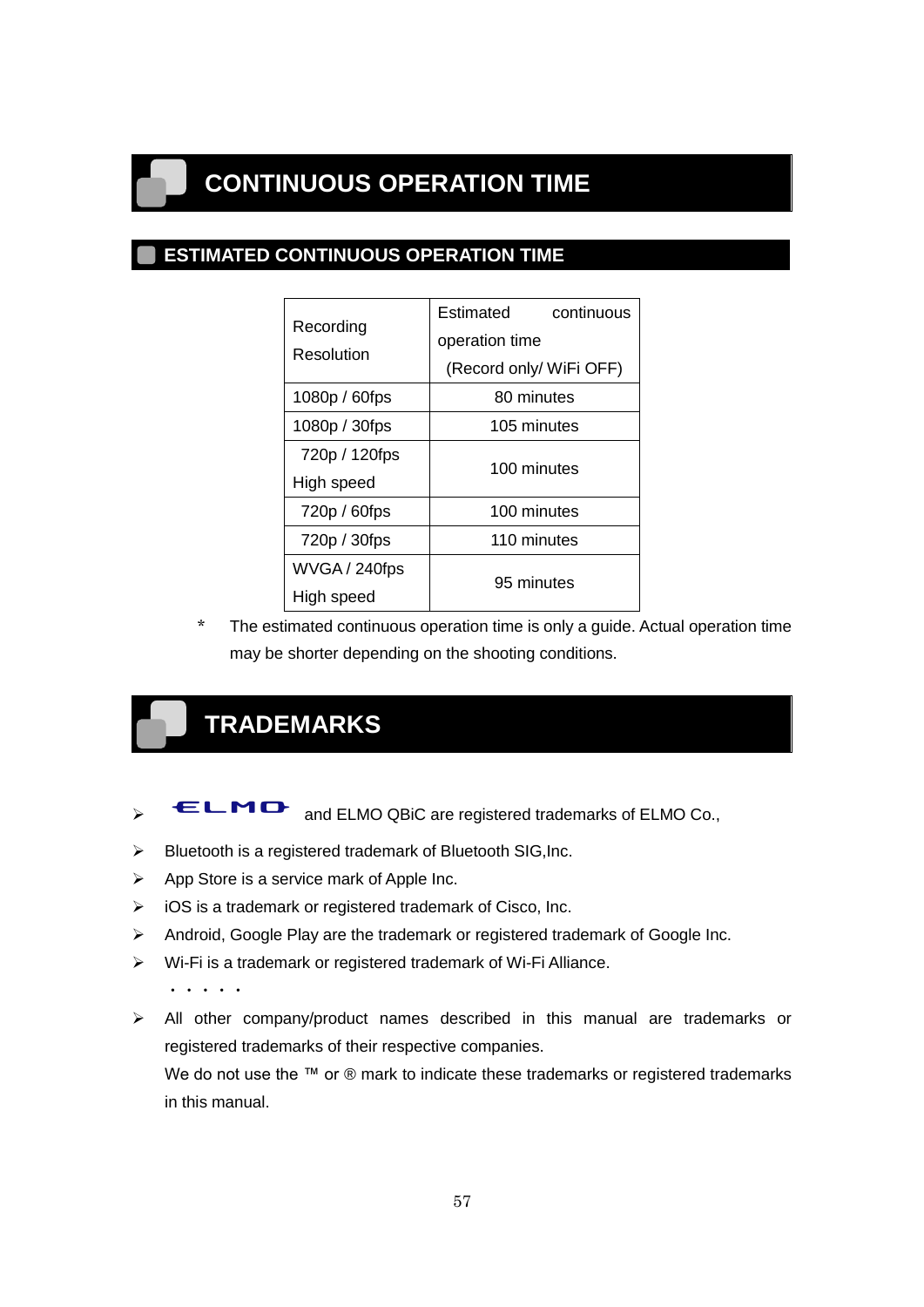# CONTINUOUS OPERATION TIME

## ESTIMATED CONTINUOUS OPERATION TIME

| Recording Resolution | Estimated continuous operation time (Record only/ WiFi OFF) |
|---|---|
| 1080p / 60fps | 80 minutes |
| 1080p / 30fps | 105 minutes |
| 720p / 120fps High speed | 100 minutes |
| 720p / 60fps | 100 minutes |
| 720p / 30fps | 110 minutes |
| WVGA / 240fps High speed | 95 minutes |

* The estimated continuous operation time is only a guide. Actual operation time may be shorter depending on the shooting conditions.

# TRADEMARKS

- ELMO and ELMO QBiC are registered trademarks of ELMO Co.,
- Bluetooth is a registered trademark of Bluetooth SIG,Inc.
- App Store is a service mark of Apple Inc.
- iOS is a trademark or registered trademark of Cisco, Inc.
- Android, Google Play are the trademark or registered trademark of Google Inc.
- Wi-Fi is a trademark or registered trademark of Wi-Fi Alliance.

・・・・・

- All other company/product names described in this manual are trademarks or registered trademarks of their respective companies.
  We do not use the ™ or ® mark to indicate these trademarks or registered trademarks in this manual.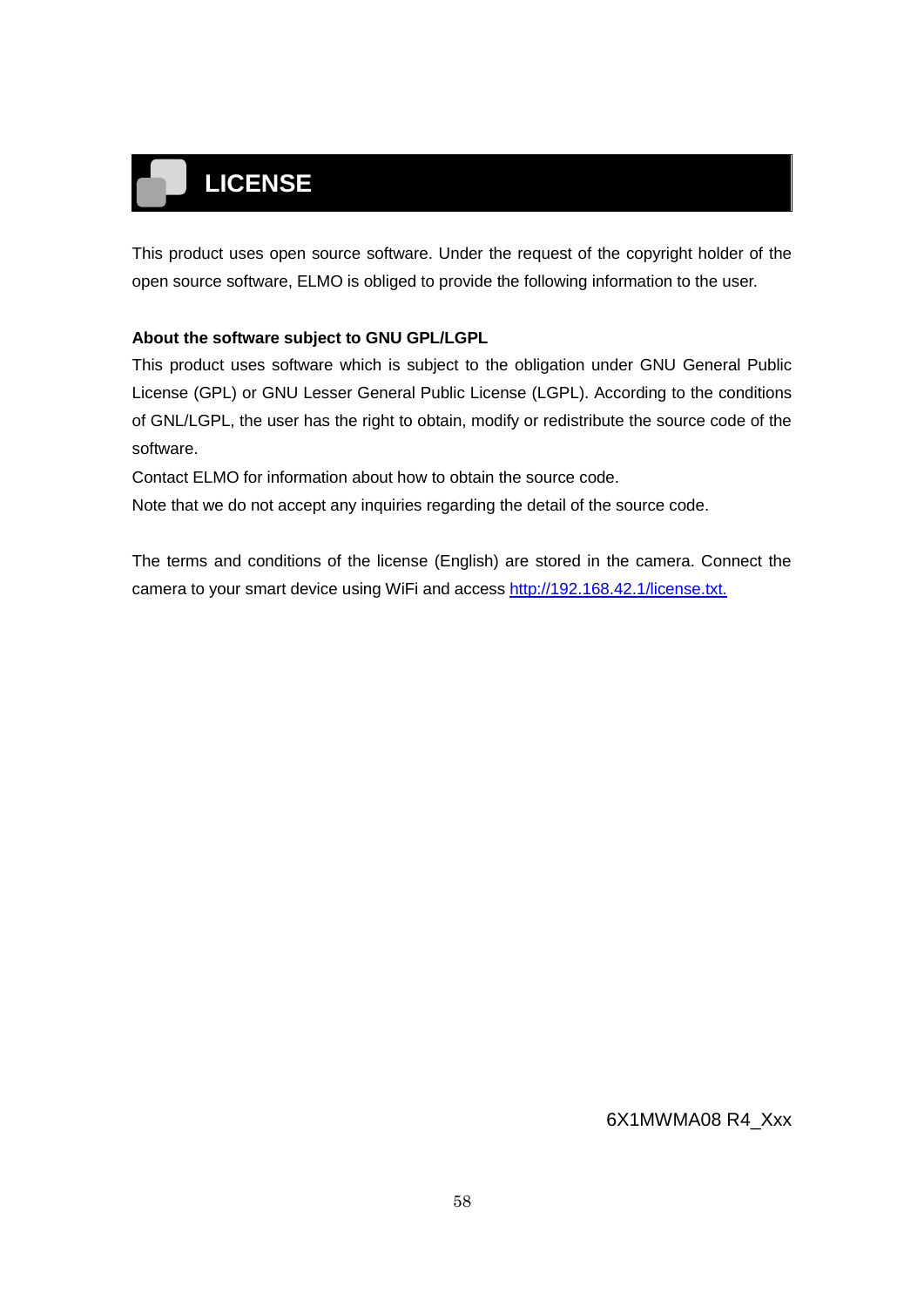# LICENSE

This product uses open source software. Under the request of the copyright holder of the open source software, ELMO is obliged to provide the following information to the user.

**About the software subject to GNU GPL/LGPL**

This product uses software which is subject to the obligation under GNU General Public License (GPL) or GNU Lesser General Public License (LGPL). According to the conditions of GNL/LGPL, the user has the right to obtain, modify or redistribute the source code of the software.

Contact ELMO for information about how to obtain the source code.

Note that we do not accept any inquiries regarding the detail of the source code.

The terms and conditions of the license (English) are stored in the camera. Connect the camera to your smart device using WiFi and access http://192.168.42.1/license.txt.

6X1MWMA08 R4_Xxx